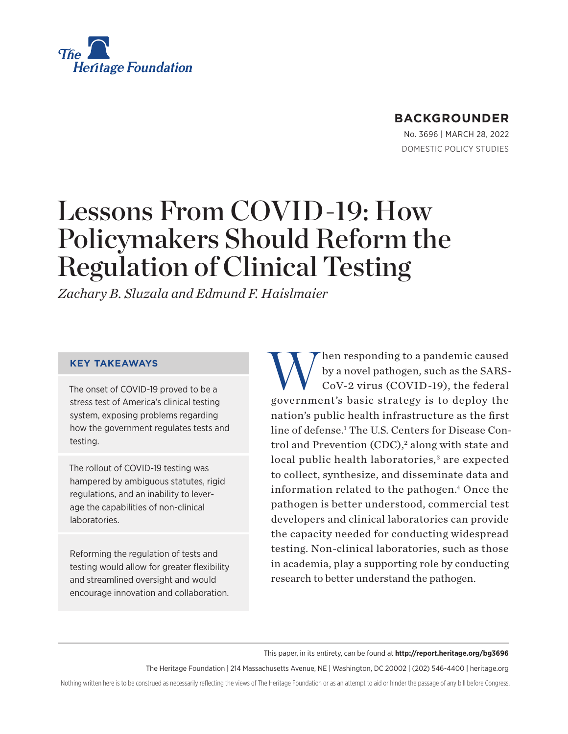The Heritage Foundation

**BACKGROUNDER**

No. 3696 | March 28, 2022

DOMESTIC POLICY STUDIES

# Lessons From COVID-19: How Policymakers Should Reform the Regulation of Clinical Testing

*Zachary B. Sluzala and Edmund F. Haislmaier*

### KEY TAKEAWAYS

The onset of COVID-19 proved to be a stress test of America's clinical testing system, exposing problems regarding how the government regulates tests and testing.

The rollout of COVID-19 testing was hampered by ambiguous statutes, rigid regulations, and an inability to leverage the capabilities of non-clinical laboratories.

Reforming the regulation of tests and testing would allow for greater flexibility and streamlined oversight and would encourage innovation and collaboration.

When responding to a pandemic caused by a novel pathogen, such as the SARS-CoV-2 virus (COVID-19), the federal government's basic strategy is to deploy the nation's public health infrastructure as the first line of defense.[1] The U.S. Centers for Disease Control and Prevention (CDC),[2] along with state and local public health laboratories,[3] are expected to collect, synthesize, and disseminate data and information related to the pathogen.[4] Once the pathogen is better understood, commercial test developers and clinical laboratories can provide the capacity needed for conducting widespread testing. Non-clinical laboratories, such as those in academia, play a supporting role by conducting research to better understand the pathogen.

This paper, in its entirety, can be found at **http://report.heritage.org/bg3696**

The Heritage Foundation | 214 Massachusetts Avenue, NE | Washington, DC 20002 | (202) 546-4400 | heritage.org

Nothing written here is to be construed as necessarily reflecting the views of The Heritage Foundation or as an attempt to aid or hinder the passage of any bill before Congress.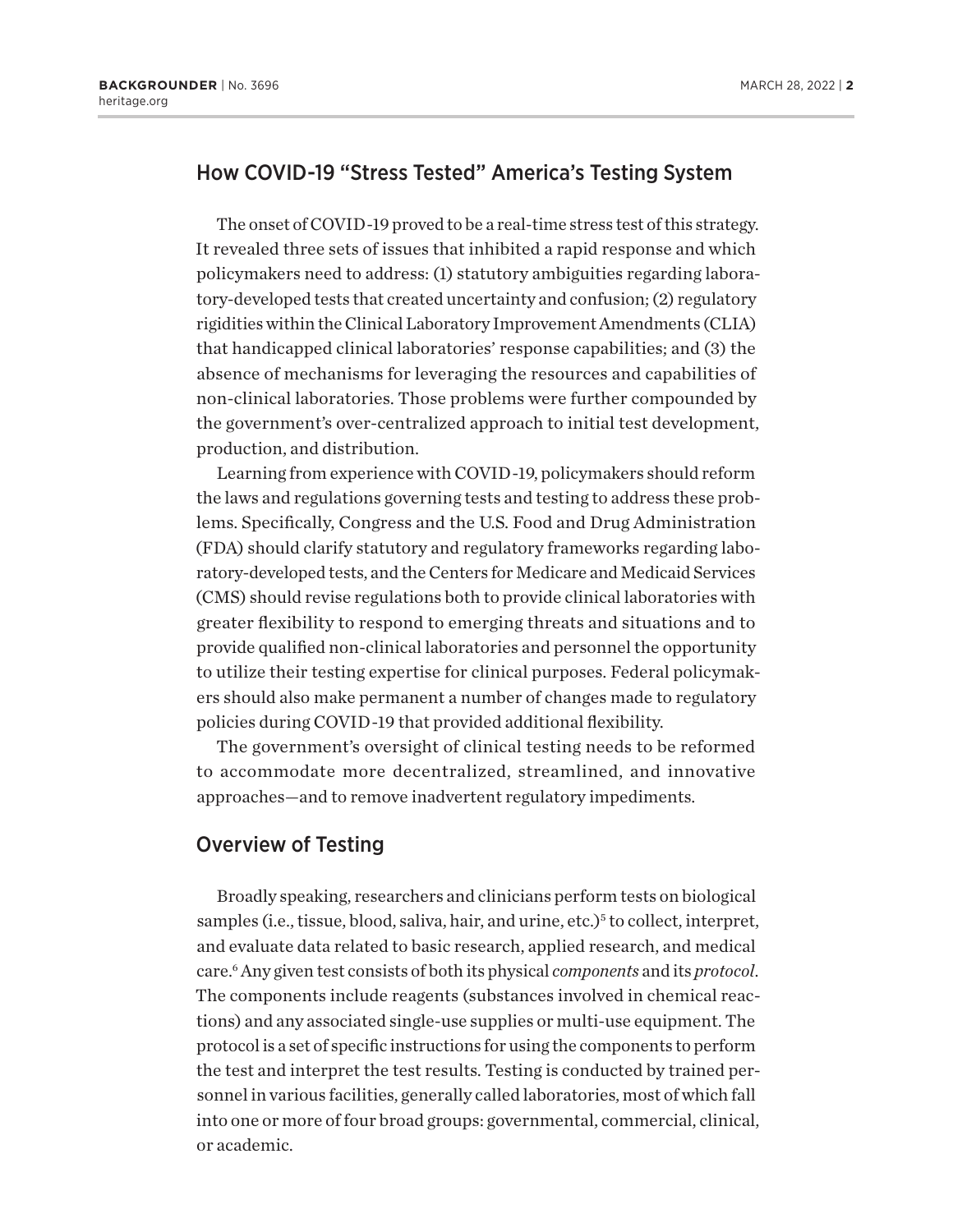## How COVID-19 "Stress Tested" America's Testing System

The onset of COVID-19 proved to be a real-time stress test of this strategy. It revealed three sets of issues that inhibited a rapid response and which policymakers need to address: (1) statutory ambiguities regarding laboratory-developed tests that created uncertainty and confusion; (2) regulatory rigidities within the Clinical Laboratory Improvement Amendments (CLIA) that handicapped clinical laboratories' response capabilities; and (3) the absence of mechanisms for leveraging the resources and capabilities of non-clinical laboratories. Those problems were further compounded by the government's over-centralized approach to initial test development, production, and distribution.

Learning from experience with COVID-19, policymakers should reform the laws and regulations governing tests and testing to address these problems. Specifically, Congress and the U.S. Food and Drug Administration (FDA) should clarify statutory and regulatory frameworks regarding laboratory-developed tests, and the Centers for Medicare and Medicaid Services (CMS) should revise regulations both to provide clinical laboratories with greater flexibility to respond to emerging threats and situations and to provide qualified non-clinical laboratories and personnel the opportunity to utilize their testing expertise for clinical purposes. Federal policymakers should also make permanent a number of changes made to regulatory policies during COVID-19 that provided additional flexibility.

The government's oversight of clinical testing needs to be reformed to accommodate more decentralized, streamlined, and innovative approaches—and to remove inadvertent regulatory impediments.

## Overview of Testing

Broadly speaking, researchers and clinicians perform tests on biological samples (i.e., tissue, blood, saliva, hair, and urine, etc.)[5] to collect, interpret, and evaluate data related to basic research, applied research, and medical care.[6] Any given test consists of both its physical *components* and its *protocol*. The components include reagents (substances involved in chemical reactions) and any associated single-use supplies or multi-use equipment. The protocol is a set of specific instructions for using the components to perform the test and interpret the test results. Testing is conducted by trained personnel in various facilities, generally called laboratories, most of which fall into one or more of four broad groups: governmental, commercial, clinical, or academic.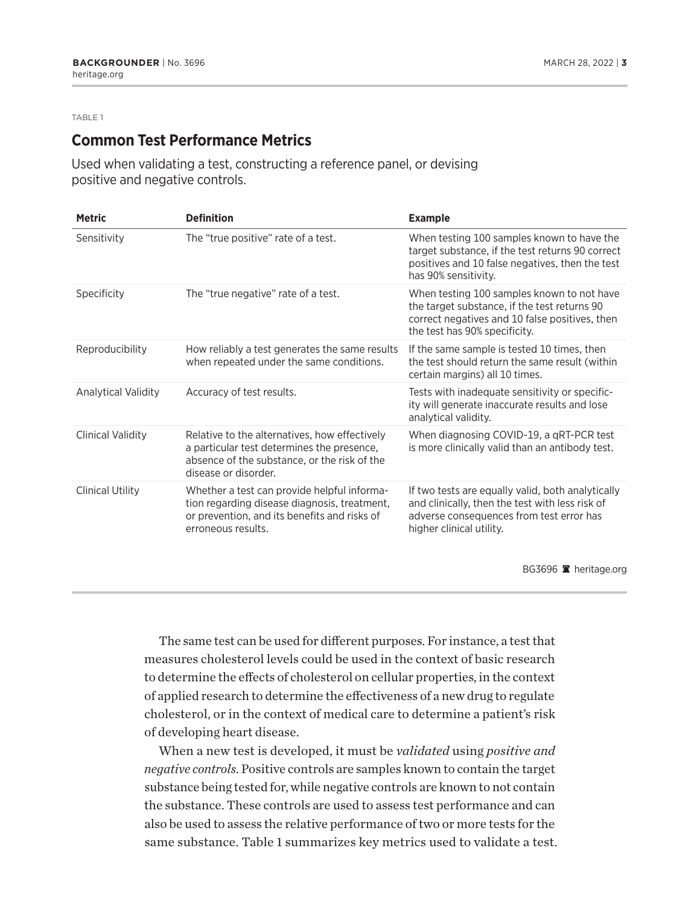TABLE 1

## Common Test Performance Metrics

Used when validating a test, constructing a reference panel, or devising positive and negative controls.

| Metric | Definition | Example |
| --- | --- | --- |
| Sensitivity | The "true positive" rate of a test. | When testing 100 samples known to have the target substance, if the test returns 90 correct positives and 10 false negatives, then the test has 90% sensitivity. |
| Specificity | The "true negative" rate of a test. | When testing 100 samples known to not have the target substance, if the test returns 90 correct negatives and 10 false positives, then the test has 90% specificity. |
| Reproducibility | How reliably a test generates the same results when repeated under the same conditions. | If the same sample is tested 10 times, then the test should return the same result (within certain margins) all 10 times. |
| Analytical Validity | Accuracy of test results. | Tests with inadequate sensitivity or specificity will generate inaccurate results and lose analytical validity. |
| Clinical Validity | Relative to the alternatives, how effectively a particular test determines the presence, absence of the substance, or the risk of the disease or disorder. | When diagnosing COVID-19, a qRT-PCR test is more clinically valid than an antibody test. |
| Clinical Utility | Whether a test can provide helpful information regarding disease diagnosis, treatment, or prevention, and its benefits and risks of erroneous results. | If two tests are equally valid, both analytically and clinically, then the test with less risk of adverse consequences from test error has higher clinical utility. |

BG3696 heritage.org

The same test can be used for different purposes. For instance, a test that measures cholesterol levels could be used in the context of basic research to determine the effects of cholesterol on cellular properties, in the context of applied research to determine the effectiveness of a new drug to regulate cholesterol, or in the context of medical care to determine a patient's risk of developing heart disease.

When a new test is developed, it must be *validated* using *positive and negative controls*. Positive controls are samples known to contain the target substance being tested for, while negative controls are known to not contain the substance. These controls are used to assess test performance and can also be used to assess the relative performance of two or more tests for the same substance. Table 1 summarizes key metrics used to validate a test.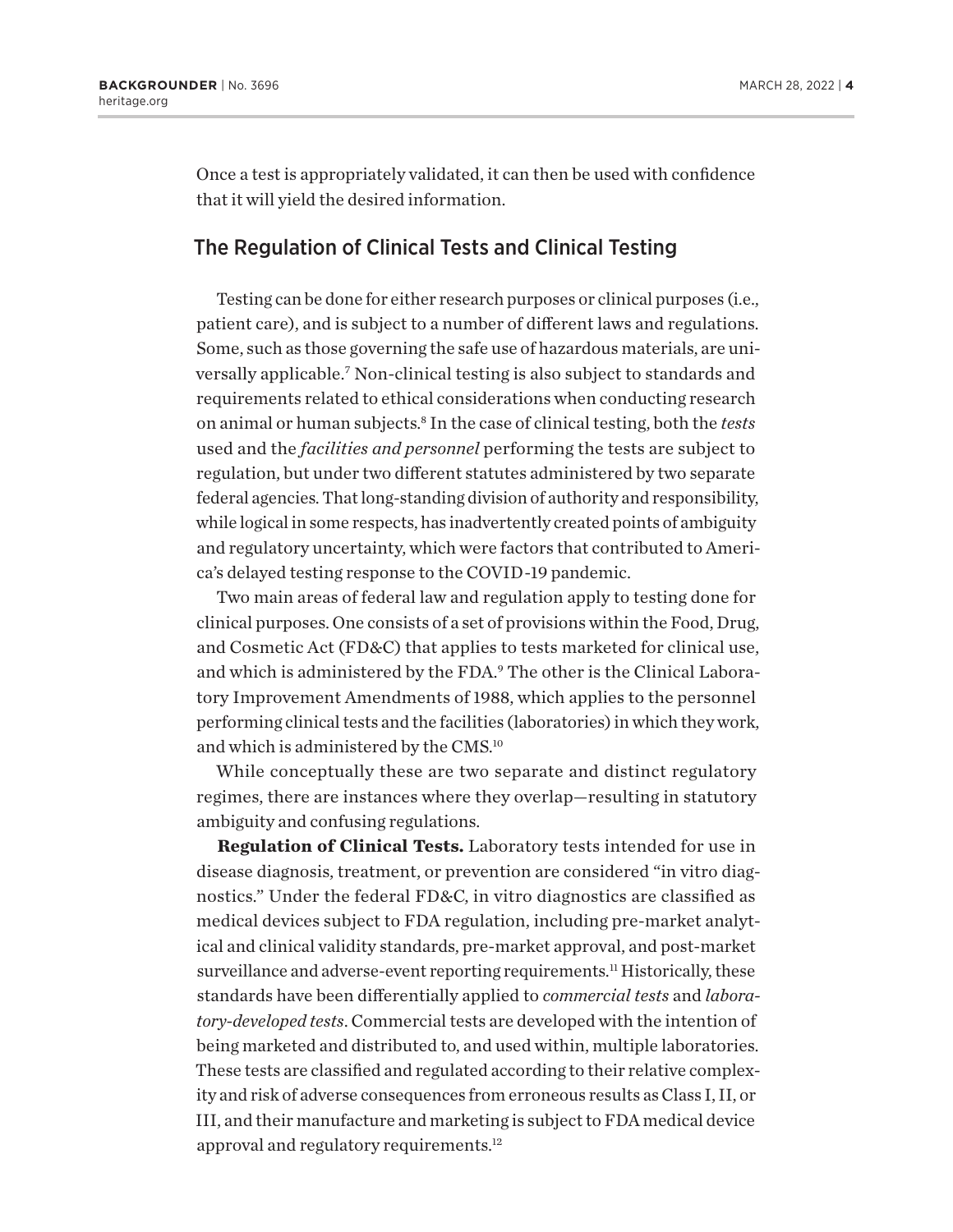Once a test is appropriately validated, it can then be used with confidence that it will yield the desired information.

## The Regulation of Clinical Tests and Clinical Testing

Testing can be done for either research purposes or clinical purposes (i.e., patient care), and is subject to a number of different laws and regulations. Some, such as those governing the safe use of hazardous materials, are universally applicable.[7] Non-clinical testing is also subject to standards and requirements related to ethical considerations when conducting research on animal or human subjects.[8] In the case of clinical testing, both the *tests* used and the *facilities and personnel* performing the tests are subject to regulation, but under two different statutes administered by two separate federal agencies. That long-standing division of authority and responsibility, while logical in some respects, has inadvertently created points of ambiguity and regulatory uncertainty, which were factors that contributed to America's delayed testing response to the COVID-19 pandemic.

Two main areas of federal law and regulation apply to testing done for clinical purposes. One consists of a set of provisions within the Food, Drug, and Cosmetic Act (FD&C) that applies to tests marketed for clinical use, and which is administered by the FDA.[9] The other is the Clinical Laboratory Improvement Amendments of 1988, which applies to the personnel performing clinical tests and the facilities (laboratories) in which they work, and which is administered by the CMS.[10]

While conceptually these are two separate and distinct regulatory regimes, there are instances where they overlap—resulting in statutory ambiguity and confusing regulations.

**Regulation of Clinical Tests.** Laboratory tests intended for use in disease diagnosis, treatment, or prevention are considered "in vitro diagnostics." Under the federal FD&C, in vitro diagnostics are classified as medical devices subject to FDA regulation, including pre-market analytical and clinical validity standards, pre-market approval, and post-market surveillance and adverse-event reporting requirements.[11] Historically, these standards have been differentially applied to *commercial tests* and *laboratory-developed tests*. Commercial tests are developed with the intention of being marketed and distributed to, and used within, multiple laboratories. These tests are classified and regulated according to their relative complexity and risk of adverse consequences from erroneous results as Class I, II, or III, and their manufacture and marketing is subject to FDA medical device approval and regulatory requirements.[12]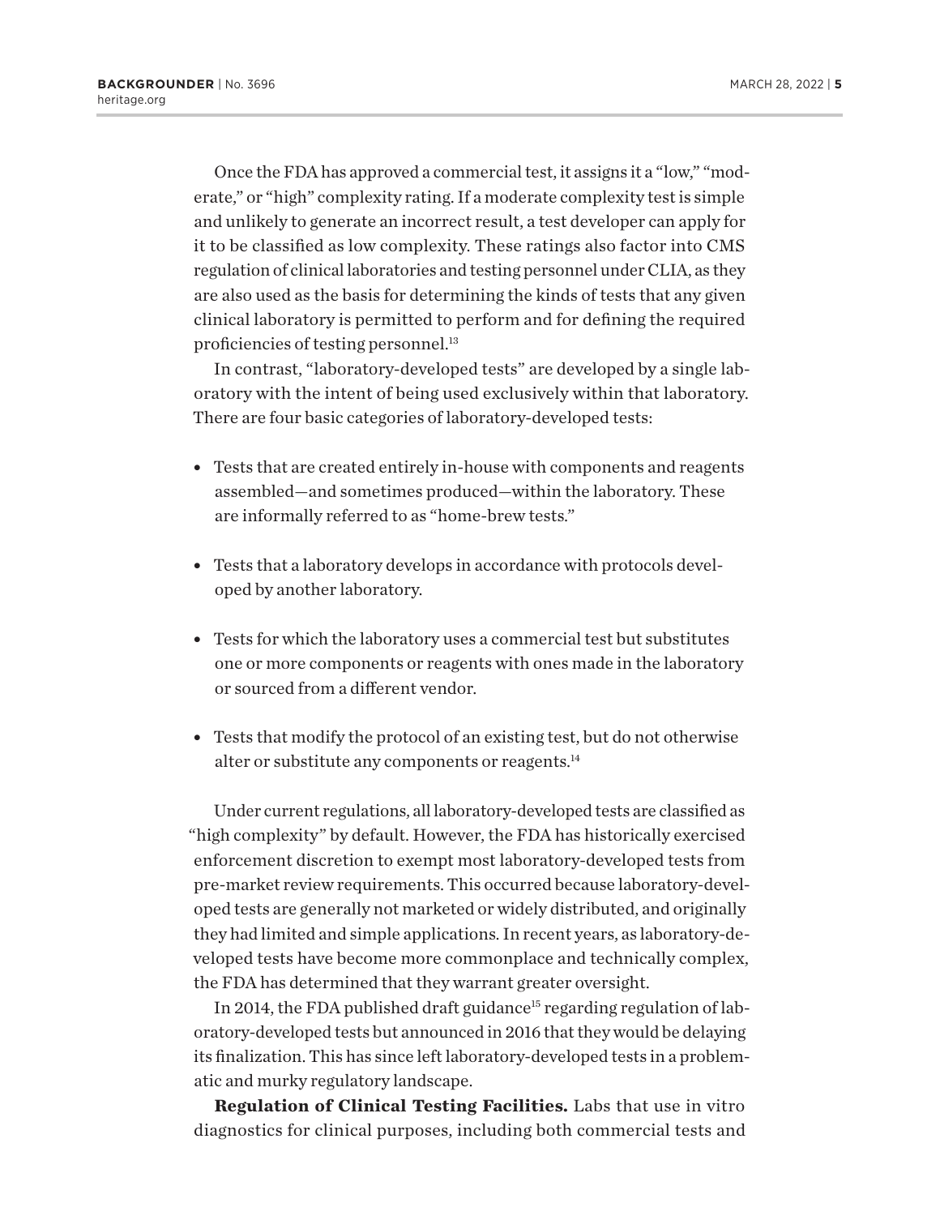Once the FDA has approved a commercial test, it assigns it a "low," "moderate," or "high" complexity rating. If a moderate complexity test is simple and unlikely to generate an incorrect result, a test developer can apply for it to be classified as low complexity. These ratings also factor into CMS regulation of clinical laboratories and testing personnel under CLIA, as they are also used as the basis for determining the kinds of tests that any given clinical laboratory is permitted to perform and for defining the required proficiencies of testing personnel.[13]

In contrast, "laboratory-developed tests" are developed by a single laboratory with the intent of being used exclusively within that laboratory. There are four basic categories of laboratory-developed tests:

- Tests that are created entirely in-house with components and reagents assembled—and sometimes produced—within the laboratory. These are informally referred to as "home-brew tests."
- Tests that a laboratory develops in accordance with protocols developed by another laboratory.
- Tests for which the laboratory uses a commercial test but substitutes one or more components or reagents with ones made in the laboratory or sourced from a different vendor.
- Tests that modify the protocol of an existing test, but do not otherwise alter or substitute any components or reagents.[14]

Under current regulations, all laboratory-developed tests are classified as "high complexity" by default. However, the FDA has historically exercised enforcement discretion to exempt most laboratory-developed tests from pre-market review requirements. This occurred because laboratory-developed tests are generally not marketed or widely distributed, and originally they had limited and simple applications. In recent years, as laboratory-developed tests have become more commonplace and technically complex, the FDA has determined that they warrant greater oversight.

In 2014, the FDA published draft guidance[15] regarding regulation of laboratory-developed tests but announced in 2016 that they would be delaying its finalization. This has since left laboratory-developed tests in a problematic and murky regulatory landscape.

**Regulation of Clinical Testing Facilities.** Labs that use in vitro diagnostics for clinical purposes, including both commercial tests and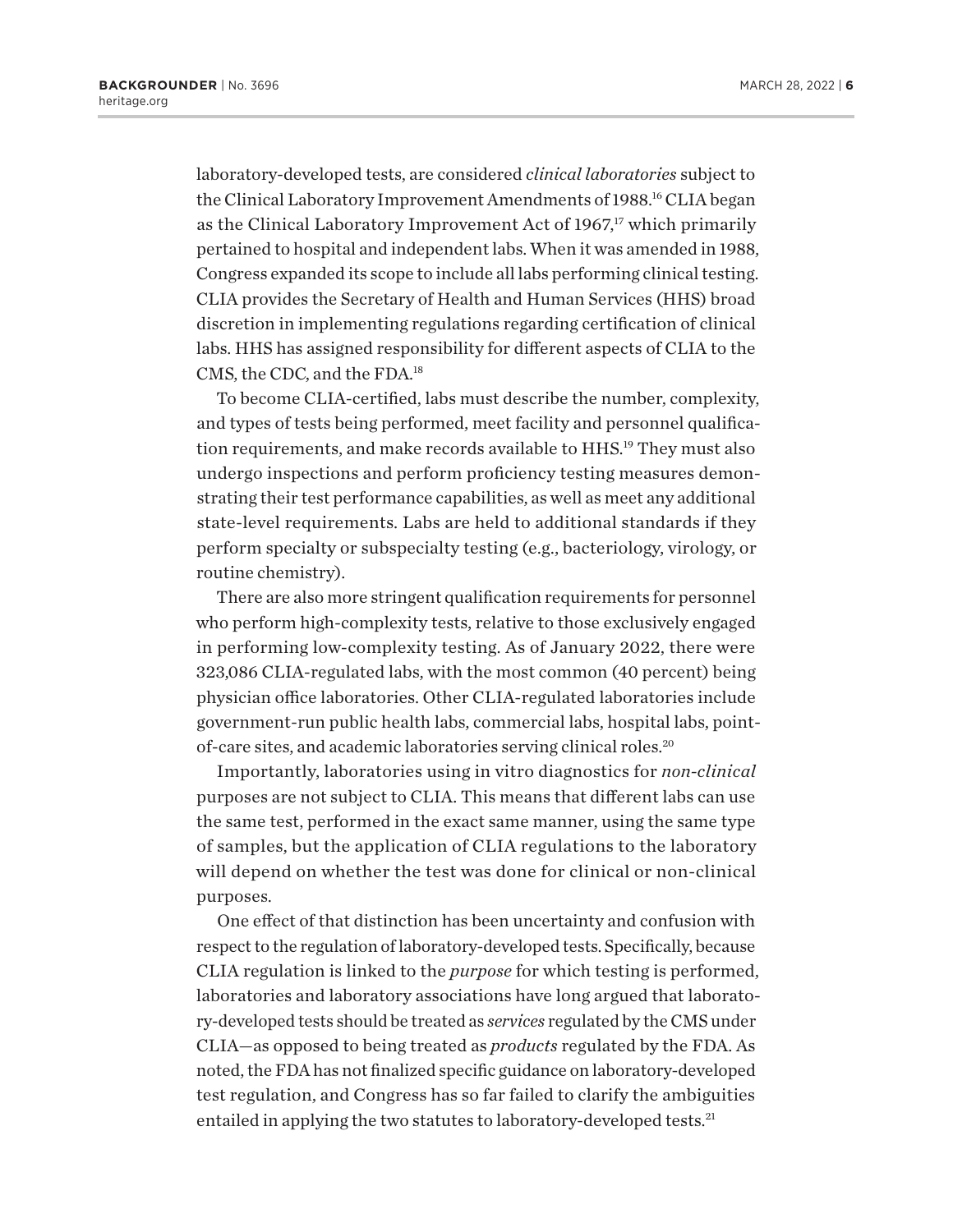laboratory-developed tests, are considered *clinical laboratories* subject to the Clinical Laboratory Improvement Amendments of 1988.[16] CLIA began as the Clinical Laboratory Improvement Act of 1967,[17] which primarily pertained to hospital and independent labs. When it was amended in 1988, Congress expanded its scope to include all labs performing clinical testing. CLIA provides the Secretary of Health and Human Services (HHS) broad discretion in implementing regulations regarding certification of clinical labs. HHS has assigned responsibility for different aspects of CLIA to the CMS, the CDC, and the FDA.[18]

To become CLIA-certified, labs must describe the number, complexity, and types of tests being performed, meet facility and personnel qualification requirements, and make records available to HHS.[19] They must also undergo inspections and perform proficiency testing measures demonstrating their test performance capabilities, as well as meet any additional state-level requirements. Labs are held to additional standards if they perform specialty or subspecialty testing (e.g., bacteriology, virology, or routine chemistry).

There are also more stringent qualification requirements for personnel who perform high-complexity tests, relative to those exclusively engaged in performing low-complexity testing. As of January 2022, there were 323,086 CLIA-regulated labs, with the most common (40 percent) being physician office laboratories. Other CLIA-regulated laboratories include government-run public health labs, commercial labs, hospital labs, point-of-care sites, and academic laboratories serving clinical roles.[20]

Importantly, laboratories using in vitro diagnostics for *non-clinical* purposes are not subject to CLIA. This means that different labs can use the same test, performed in the exact same manner, using the same type of samples, but the application of CLIA regulations to the laboratory will depend on whether the test was done for clinical or non-clinical purposes.

One effect of that distinction has been uncertainty and confusion with respect to the regulation of laboratory-developed tests. Specifically, because CLIA regulation is linked to the *purpose* for which testing is performed, laboratories and laboratory associations have long argued that laboratory-developed tests should be treated as *services* regulated by the CMS under CLIA—as opposed to being treated as *products* regulated by the FDA. As noted, the FDA has not finalized specific guidance on laboratory-developed test regulation, and Congress has so far failed to clarify the ambiguities entailed in applying the two statutes to laboratory-developed tests.[21]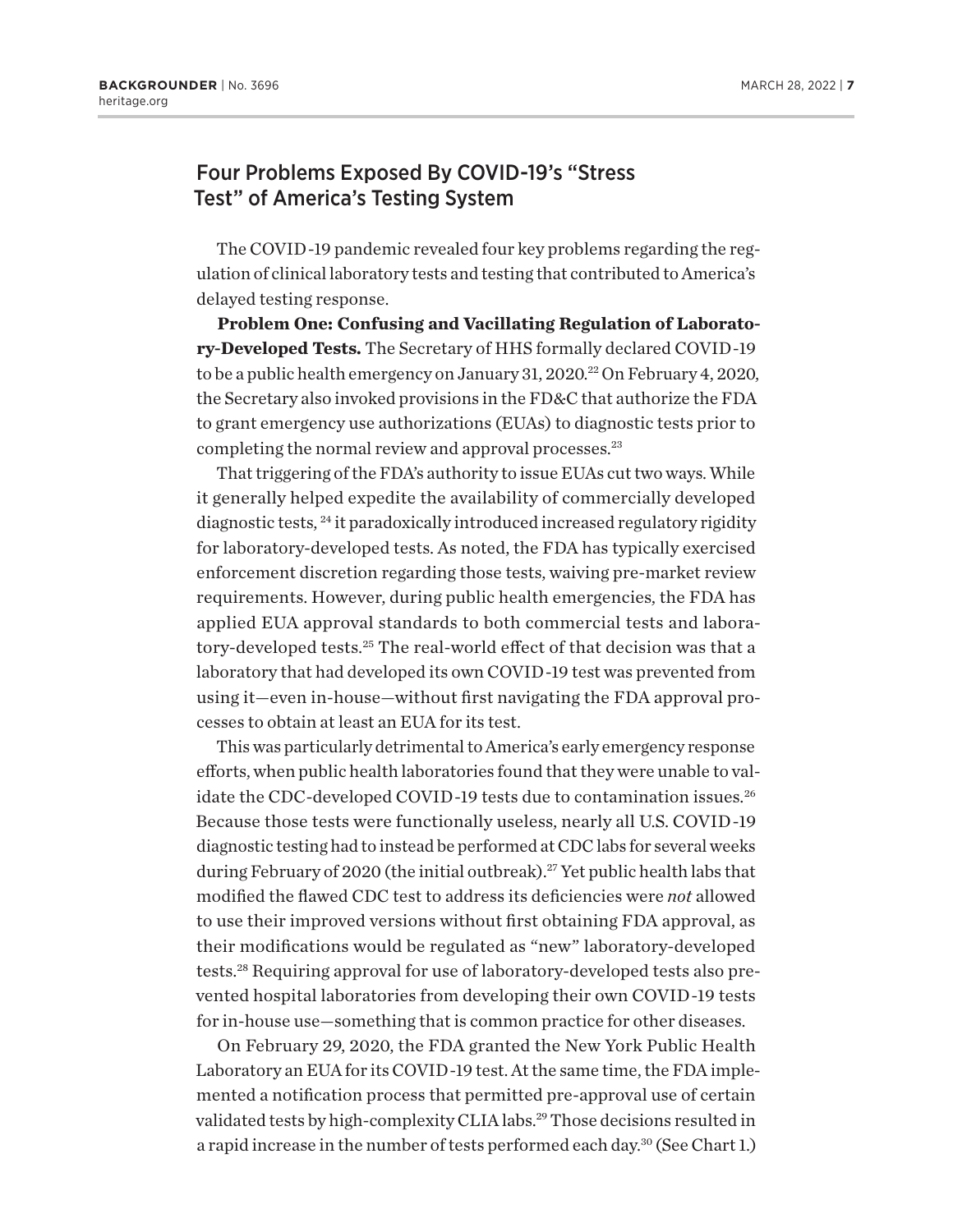## Four Problems Exposed By COVID-19's "Stress Test" of America's Testing System

The COVID-19 pandemic revealed four key problems regarding the regulation of clinical laboratory tests and testing that contributed to America's delayed testing response.

**Problem One: Confusing and Vacillating Regulation of Laboratory-Developed Tests.** The Secretary of HHS formally declared COVID-19 to be a public health emergency on January 31, 2020.[22] On February 4, 2020, the Secretary also invoked provisions in the FD&C that authorize the FDA to grant emergency use authorizations (EUAs) to diagnostic tests prior to completing the normal review and approval processes.[23]

That triggering of the FDA's authority to issue EUAs cut two ways. While it generally helped expedite the availability of commercially developed diagnostic tests,[24] it paradoxically introduced increased regulatory rigidity for laboratory-developed tests. As noted, the FDA has typically exercised enforcement discretion regarding those tests, waiving pre-market review requirements. However, during public health emergencies, the FDA has applied EUA approval standards to both commercial tests and laboratory-developed tests.[25] The real-world effect of that decision was that a laboratory that had developed its own COVID-19 test was prevented from using it—even in-house—without first navigating the FDA approval processes to obtain at least an EUA for its test.

This was particularly detrimental to America's early emergency response efforts, when public health laboratories found that they were unable to validate the CDC-developed COVID-19 tests due to contamination issues.[26] Because those tests were functionally useless, nearly all U.S. COVID-19 diagnostic testing had to instead be performed at CDC labs for several weeks during February of 2020 (the initial outbreak).[27] Yet public health labs that modified the flawed CDC test to address its deficiencies were *not* allowed to use their improved versions without first obtaining FDA approval, as their modifications would be regulated as "new" laboratory-developed tests.[28] Requiring approval for use of laboratory-developed tests also prevented hospital laboratories from developing their own COVID-19 tests for in-house use—something that is common practice for other diseases.

On February 29, 2020, the FDA granted the New York Public Health Laboratory an EUA for its COVID-19 test. At the same time, the FDA implemented a notification process that permitted pre-approval use of certain validated tests by high-complexity CLIA labs.[29] Those decisions resulted in a rapid increase in the number of tests performed each day.[30] (See Chart 1.)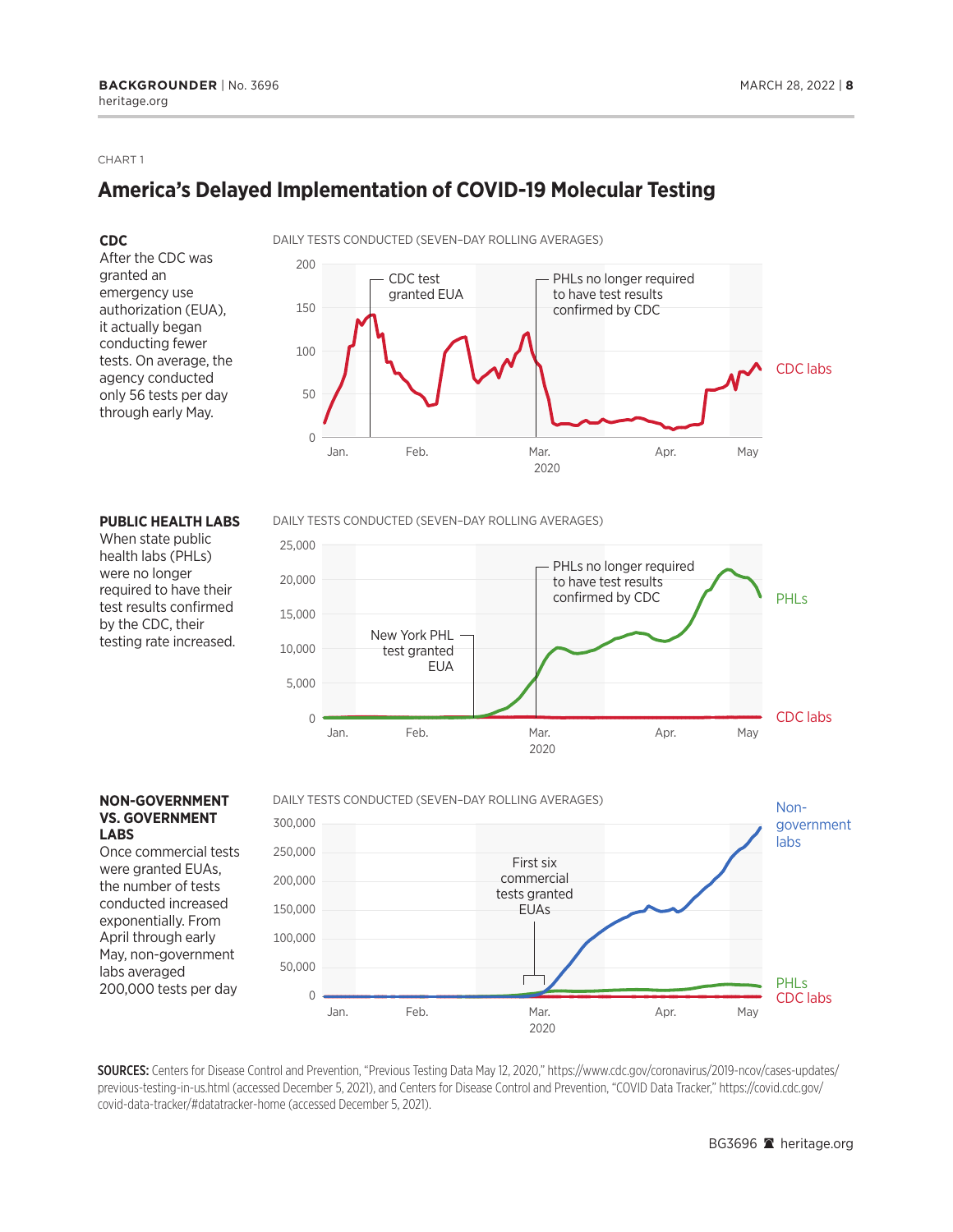CHART 1

## America's Delayed Implementation of COVID-19 Molecular Testing

**CDC**

After the CDC was granted an emergency use authorization (EUA), it actually began conducting fewer tests. On average, the agency conducted only 56 tests per day through early May.

DAILY TESTS CONDUCTED (SEVEN–DAY ROLLING AVERAGES)

200
150
100
50
0

CDC test granted EUA

PHLs no longer required to have test results confirmed by CDC

CDC labs

Jan. Feb. Mar. Apr. May
2020

**PUBLIC HEALTH LABS**

When state public health labs (PHLs) were no longer required to have their test results confirmed by the CDC, their testing rate increased.

DAILY TESTS CONDUCTED (SEVEN–DAY ROLLING AVERAGES)

25,000
20,000
15,000
10,000
5,000
0

New York PHL test granted EUA

PHLs no longer required to have test results confirmed by CDC

PHLs

CDC labs

Jan. Feb. Mar. Apr. May
2020

**NON-GOVERNMENT VS. GOVERNMENT LABS**

Once commercial tests were granted EUAs, the number of tests conducted increased exponentially. From April through early May, non-government labs averaged 200,000 tests per day

DAILY TESTS CONDUCTED (SEVEN–DAY ROLLING AVERAGES)

300,000
250,000
200,000
150,000
100,000
50,000
0

First six commercial tests granted EUAs

Non-government labs

PHLs

CDC labs

Jan. Feb. Mar. Apr. May
2020

**SOURCES:** Centers for Disease Control and Prevention, "Previous Testing Data May 12, 2020," https://www.cdc.gov/coronavirus/2019-ncov/cases-updates/previous-testing-in-us.html (accessed December 5, 2021), and Centers for Disease Control and Prevention, "COVID Data Tracker," https://covid.cdc.gov/covid-data-tracker/#datatracker-home (accessed December 5, 2021).

BG3696 heritage.org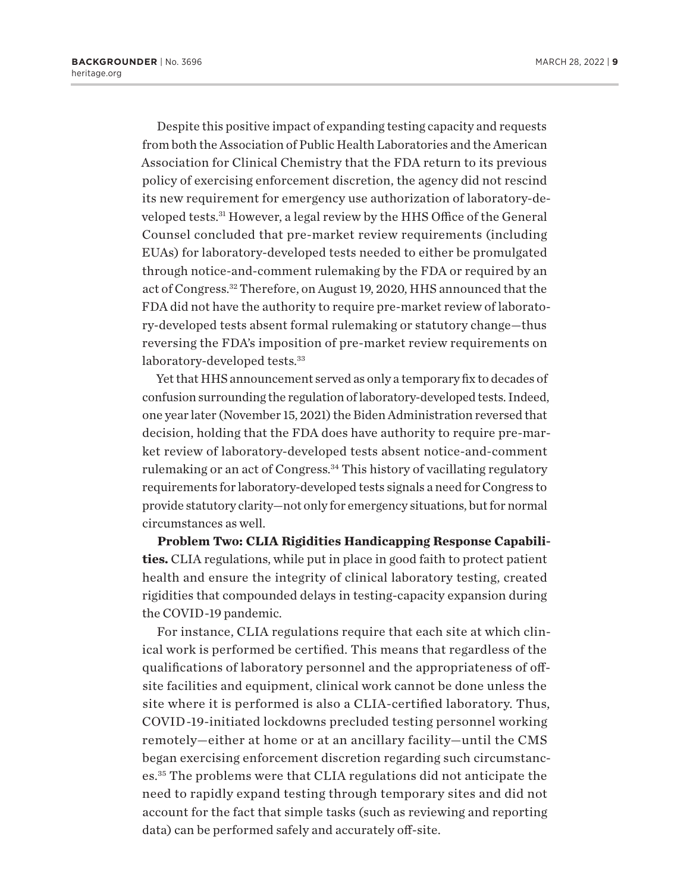Despite this positive impact of expanding testing capacity and requests from both the Association of Public Health Laboratories and the American Association for Clinical Chemistry that the FDA return to its previous policy of exercising enforcement discretion, the agency did not rescind its new requirement for emergency use authorization of laboratory-developed tests.[31] However, a legal review by the HHS Office of the General Counsel concluded that pre-market review requirements (including EUAs) for laboratory-developed tests needed to either be promulgated through notice-and-comment rulemaking by the FDA or required by an act of Congress.[32] Therefore, on August 19, 2020, HHS announced that the FDA did not have the authority to require pre-market review of laboratory-developed tests absent formal rulemaking or statutory change—thus reversing the FDA's imposition of pre-market review requirements on laboratory-developed tests.[33]

Yet that HHS announcement served as only a temporary fix to decades of confusion surrounding the regulation of laboratory-developed tests. Indeed, one year later (November 15, 2021) the Biden Administration reversed that decision, holding that the FDA does have authority to require pre-market review of laboratory-developed tests absent notice-and-comment rulemaking or an act of Congress.[34] This history of vacillating regulatory requirements for laboratory-developed tests signals a need for Congress to provide statutory clarity—not only for emergency situations, but for normal circumstances as well.

**Problem Two: CLIA Rigidities Handicapping Response Capabilities.** CLIA regulations, while put in place in good faith to protect patient health and ensure the integrity of clinical laboratory testing, created rigidities that compounded delays in testing-capacity expansion during the COVID-19 pandemic.

For instance, CLIA regulations require that each site at which clinical work is performed be certified. This means that regardless of the qualifications of laboratory personnel and the appropriateness of off-site facilities and equipment, clinical work cannot be done unless the site where it is performed is also a CLIA-certified laboratory. Thus, COVID-19-initiated lockdowns precluded testing personnel working remotely—either at home or at an ancillary facility—until the CMS began exercising enforcement discretion regarding such circumstances.[35] The problems were that CLIA regulations did not anticipate the need to rapidly expand testing through temporary sites and did not account for the fact that simple tasks (such as reviewing and reporting data) can be performed safely and accurately off-site.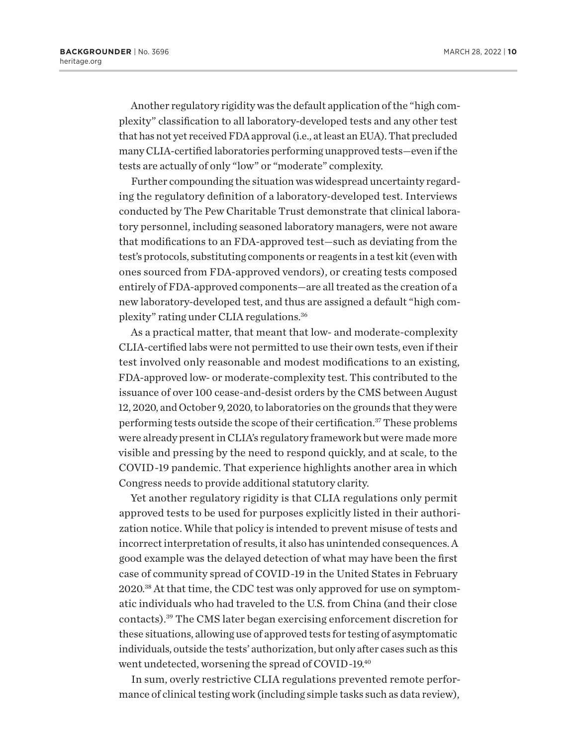Another regulatory rigidity was the default application of the "high complexity" classification to all laboratory-developed tests and any other test that has not yet received FDA approval (i.e., at least an EUA). That precluded many CLIA-certified laboratories performing unapproved tests—even if the tests are actually of only "low" or "moderate" complexity.

Further compounding the situation was widespread uncertainty regarding the regulatory definition of a laboratory-developed test. Interviews conducted by The Pew Charitable Trust demonstrate that clinical laboratory personnel, including seasoned laboratory managers, were not aware that modifications to an FDA-approved test—such as deviating from the test's protocols, substituting components or reagents in a test kit (even with ones sourced from FDA-approved vendors), or creating tests composed entirely of FDA-approved components—are all treated as the creation of a new laboratory-developed test, and thus are assigned a default "high complexity" rating under CLIA regulations.[36]

As a practical matter, that meant that low- and moderate-complexity CLIA-certified labs were not permitted to use their own tests, even if their test involved only reasonable and modest modifications to an existing, FDA-approved low- or moderate-complexity test. This contributed to the issuance of over 100 cease-and-desist orders by the CMS between August 12, 2020, and October 9, 2020, to laboratories on the grounds that they were performing tests outside the scope of their certification.[37] These problems were already present in CLIA's regulatory framework but were made more visible and pressing by the need to respond quickly, and at scale, to the COVID-19 pandemic. That experience highlights another area in which Congress needs to provide additional statutory clarity.

Yet another regulatory rigidity is that CLIA regulations only permit approved tests to be used for purposes explicitly listed in their authorization notice. While that policy is intended to prevent misuse of tests and incorrect interpretation of results, it also has unintended consequences. A good example was the delayed detection of what may have been the first case of community spread of COVID-19 in the United States in February 2020.[38] At that time, the CDC test was only approved for use on symptomatic individuals who had traveled to the U.S. from China (and their close contacts).[39] The CMS later began exercising enforcement discretion for these situations, allowing use of approved tests for testing of asymptomatic individuals, outside the tests' authorization, but only after cases such as this went undetected, worsening the spread of COVID-19.[40]

In sum, overly restrictive CLIA regulations prevented remote performance of clinical testing work (including simple tasks such as data review),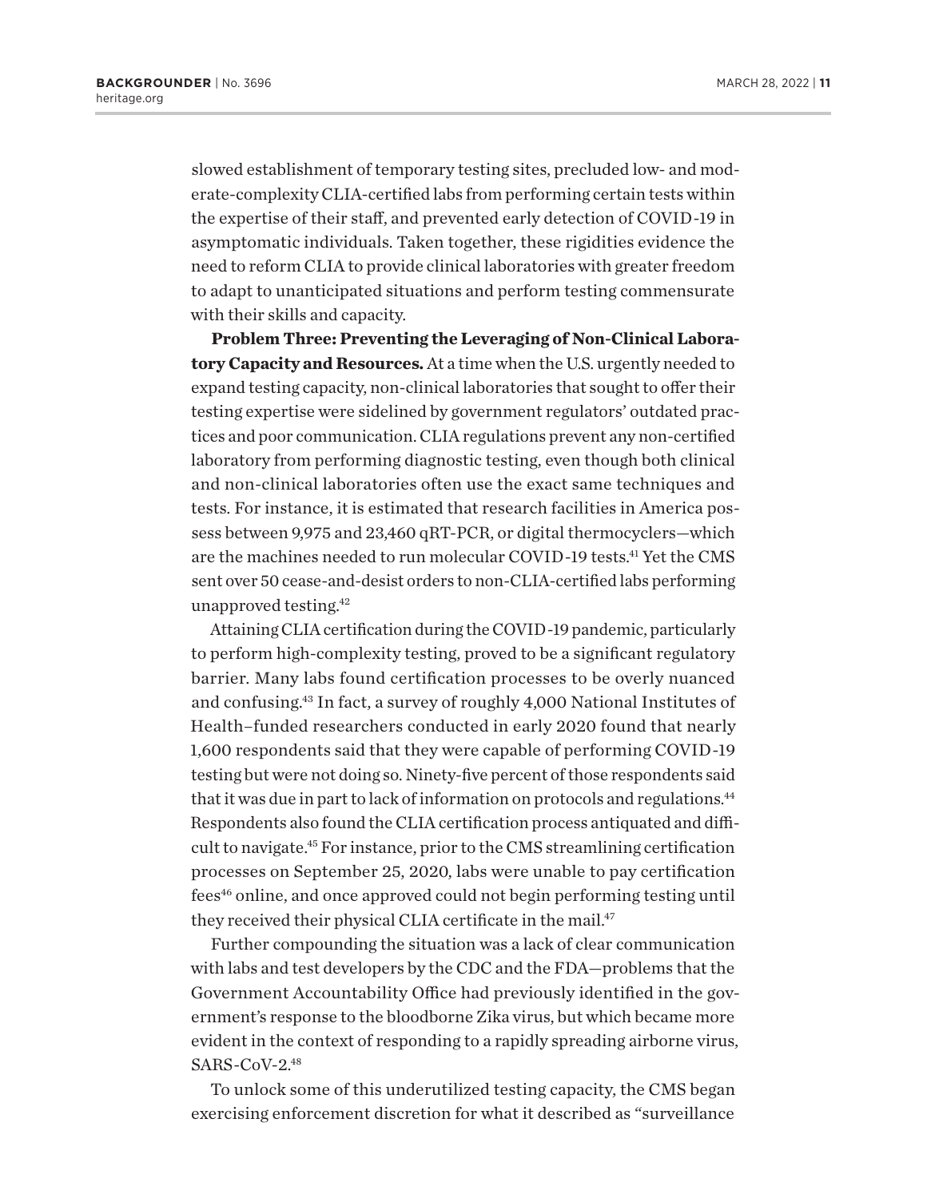slowed establishment of temporary testing sites, precluded low- and moderate-complexity CLIA-certified labs from performing certain tests within the expertise of their staff, and prevented early detection of COVID-19 in asymptomatic individuals. Taken together, these rigidities evidence the need to reform CLIA to provide clinical laboratories with greater freedom to adapt to unanticipated situations and perform testing commensurate with their skills and capacity.

**Problem Three: Preventing the Leveraging of Non-Clinical Laboratory Capacity and Resources.** At a time when the U.S. urgently needed to expand testing capacity, non-clinical laboratories that sought to offer their testing expertise were sidelined by government regulators' outdated practices and poor communication. CLIA regulations prevent any non-certified laboratory from performing diagnostic testing, even though both clinical and non-clinical laboratories often use the exact same techniques and tests. For instance, it is estimated that research facilities in America possess between 9,975 and 23,460 qRT-PCR, or digital thermocyclers—which are the machines needed to run molecular COVID-19 tests.[41] Yet the CMS sent over 50 cease-and-desist orders to non-CLIA-certified labs performing unapproved testing.[42]

Attaining CLIA certification during the COVID-19 pandemic, particularly to perform high-complexity testing, proved to be a significant regulatory barrier. Many labs found certification processes to be overly nuanced and confusing.[43] In fact, a survey of roughly 4,000 National Institutes of Health–funded researchers conducted in early 2020 found that nearly 1,600 respondents said that they were capable of performing COVID-19 testing but were not doing so. Ninety-five percent of those respondents said that it was due in part to lack of information on protocols and regulations.[44] Respondents also found the CLIA certification process antiquated and difficult to navigate.[45] For instance, prior to the CMS streamlining certification processes on September 25, 2020, labs were unable to pay certification fees[46] online, and once approved could not begin performing testing until they received their physical CLIA certificate in the mail.[47]

Further compounding the situation was a lack of clear communication with labs and test developers by the CDC and the FDA—problems that the Government Accountability Office had previously identified in the government's response to the bloodborne Zika virus, but which became more evident in the context of responding to a rapidly spreading airborne virus, SARS-CoV-2.[48]

To unlock some of this underutilized testing capacity, the CMS began exercising enforcement discretion for what it described as "surveillance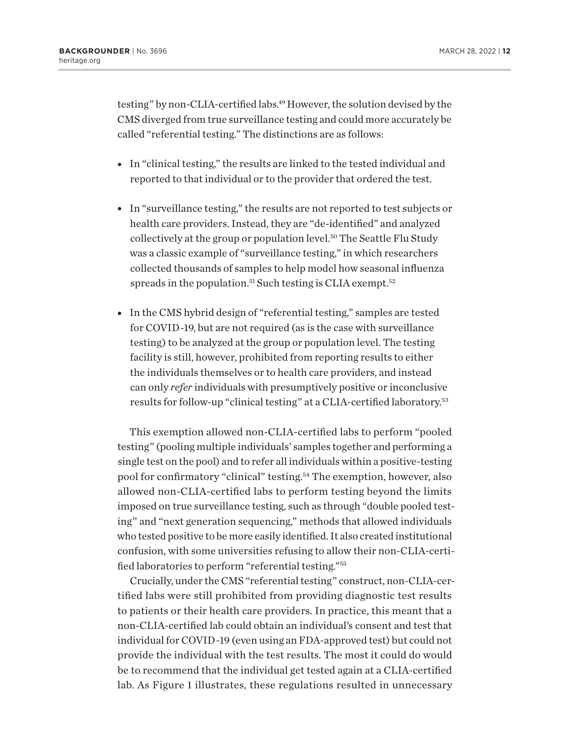testing" by non-CLIA-certified labs.[49] However, the solution devised by the CMS diverged from true surveillance testing and could more accurately be called "referential testing." The distinctions are as follows:

- In "clinical testing," the results are linked to the tested individual and reported to that individual or to the provider that ordered the test.
- In "surveillance testing," the results are not reported to test subjects or health care providers. Instead, they are "de-identified" and analyzed collectively at the group or population level.[50] The Seattle Flu Study was a classic example of "surveillance testing," in which researchers collected thousands of samples to help model how seasonal influenza spreads in the population.[51] Such testing is CLIA exempt.[52]
- In the CMS hybrid design of "referential testing," samples are tested for COVID-19, but are not required (as is the case with surveillance testing) to be analyzed at the group or population level. The testing facility is still, however, prohibited from reporting results to either the individuals themselves or to health care providers, and instead can only *refer* individuals with presumptively positive or inconclusive results for follow-up "clinical testing" at a CLIA-certified laboratory.[53]

This exemption allowed non-CLIA-certified labs to perform "pooled testing" (pooling multiple individuals' samples together and performing a single test on the pool) and to refer all individuals within a positive-testing pool for confirmatory "clinical" testing.[54] The exemption, however, also allowed non-CLIA-certified labs to perform testing beyond the limits imposed on true surveillance testing, such as through "double pooled testing" and "next generation sequencing," methods that allowed individuals who tested positive to be more easily identified. It also created institutional confusion, with some universities refusing to allow their non-CLIA-certified laboratories to perform "referential testing."[55]

Crucially, under the CMS "referential testing" construct, non-CLIA-certified labs were still prohibited from providing diagnostic test results to patients or their health care providers. In practice, this meant that a non-CLIA-certified lab could obtain an individual's consent and test that individual for COVID-19 (even using an FDA-approved test) but could not provide the individual with the test results. The most it could do would be to recommend that the individual get tested again at a CLIA-certified lab. As Figure 1 illustrates, these regulations resulted in unnecessary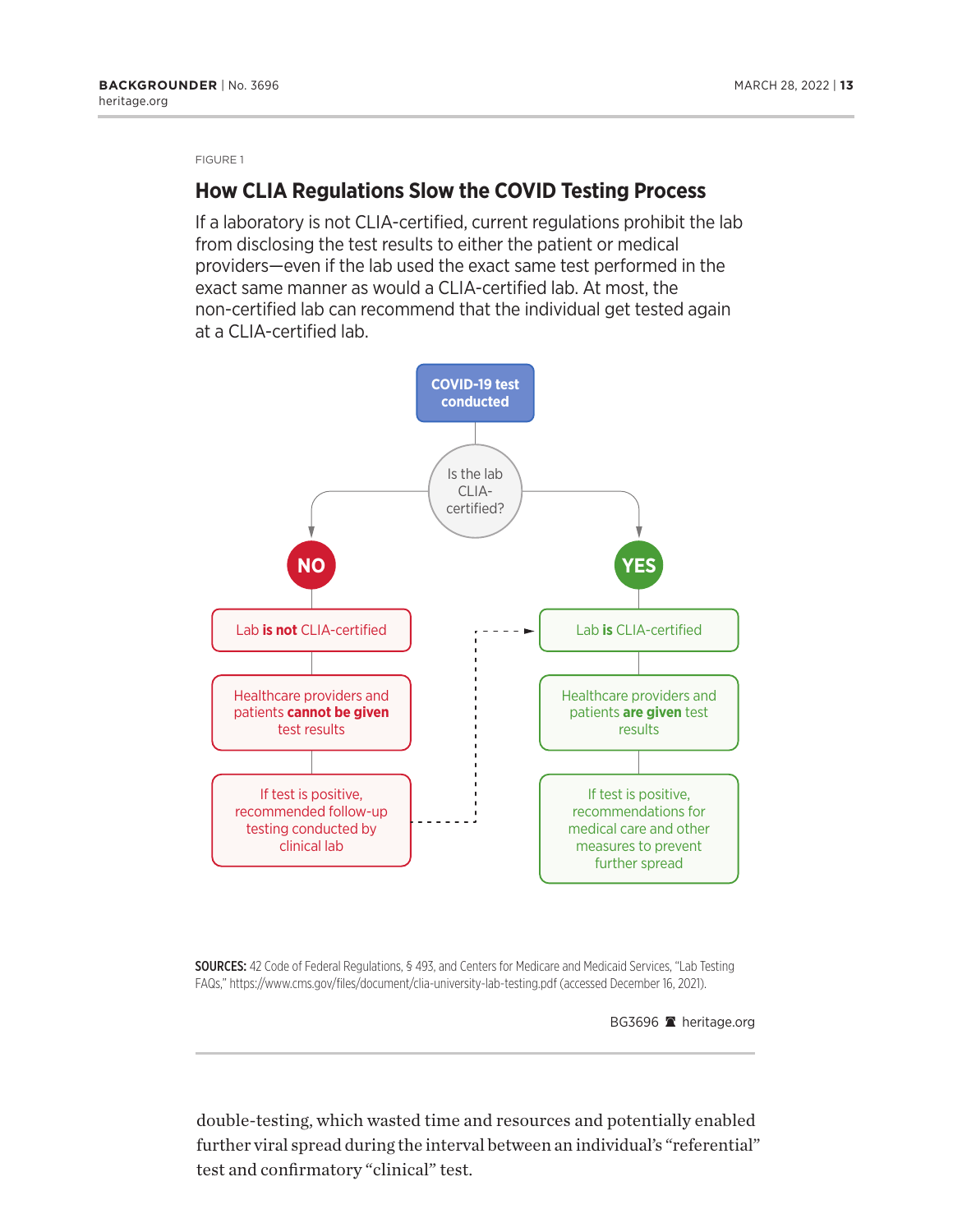FIGURE 1

## How CLIA Regulations Slow the COVID Testing Process

If a laboratory is not CLIA-certified, current regulations prohibit the lab from disclosing the test results to either the patient or medical providers—even if the lab used the exact same test performed in the exact same manner as would a CLIA-certified lab. At most, the non-certified lab can recommend that the individual get tested again at a CLIA-certified lab.

**COVID-19 test conducted**

Is the lab CLIA-certified?

**NO**

- Lab **is not** CLIA-certified
- Healthcare providers and patients **cannot be given** test results
- If test is positive, recommended follow-up testing conducted by clinical lab

**YES**

- Lab **is** CLIA-certified
- Healthcare providers and patients **are given** test results
- If test is positive, recommendations for medical care and other measures to prevent further spread

**SOURCES:** 42 Code of Federal Regulations, § 493, and Centers for Medicare and Medicaid Services, "Lab Testing FAQs," https://www.cms.gov/files/document/clia-university-lab-testing.pdf (accessed December 16, 2021).

BG3696 heritage.org

double-testing, which wasted time and resources and potentially enabled further viral spread during the interval between an individual's "referential" test and confirmatory "clinical" test.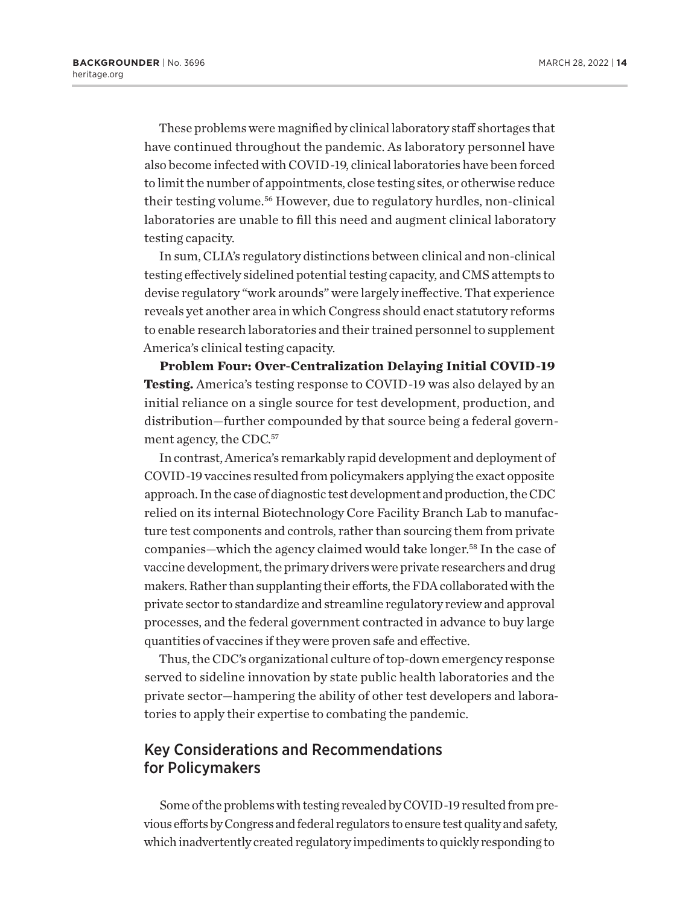These problems were magnified by clinical laboratory staff shortages that have continued throughout the pandemic. As laboratory personnel have also become infected with COVID-19, clinical laboratories have been forced to limit the number of appointments, close testing sites, or otherwise reduce their testing volume.[56] However, due to regulatory hurdles, non-clinical laboratories are unable to fill this need and augment clinical laboratory testing capacity.

In sum, CLIA's regulatory distinctions between clinical and non-clinical testing effectively sidelined potential testing capacity, and CMS attempts to devise regulatory "work arounds" were largely ineffective. That experience reveals yet another area in which Congress should enact statutory reforms to enable research laboratories and their trained personnel to supplement America's clinical testing capacity.

**Problem Four: Over-Centralization Delaying Initial COVID-19 Testing.** America's testing response to COVID-19 was also delayed by an initial reliance on a single source for test development, production, and distribution—further compounded by that source being a federal government agency, the CDC.[57]

In contrast, America's remarkably rapid development and deployment of COVID-19 vaccines resulted from policymakers applying the exact opposite approach. In the case of diagnostic test development and production, the CDC relied on its internal Biotechnology Core Facility Branch Lab to manufacture test components and controls, rather than sourcing them from private companies—which the agency claimed would take longer.[58] In the case of vaccine development, the primary drivers were private researchers and drug makers. Rather than supplanting their efforts, the FDA collaborated with the private sector to standardize and streamline regulatory review and approval processes, and the federal government contracted in advance to buy large quantities of vaccines if they were proven safe and effective.

Thus, the CDC's organizational culture of top-down emergency response served to sideline innovation by state public health laboratories and the private sector—hampering the ability of other test developers and laboratories to apply their expertise to combating the pandemic.

## Key Considerations and Recommendations for Policymakers

Some of the problems with testing revealed by COVID-19 resulted from previous efforts by Congress and federal regulators to ensure test quality and safety, which inadvertently created regulatory impediments to quickly responding to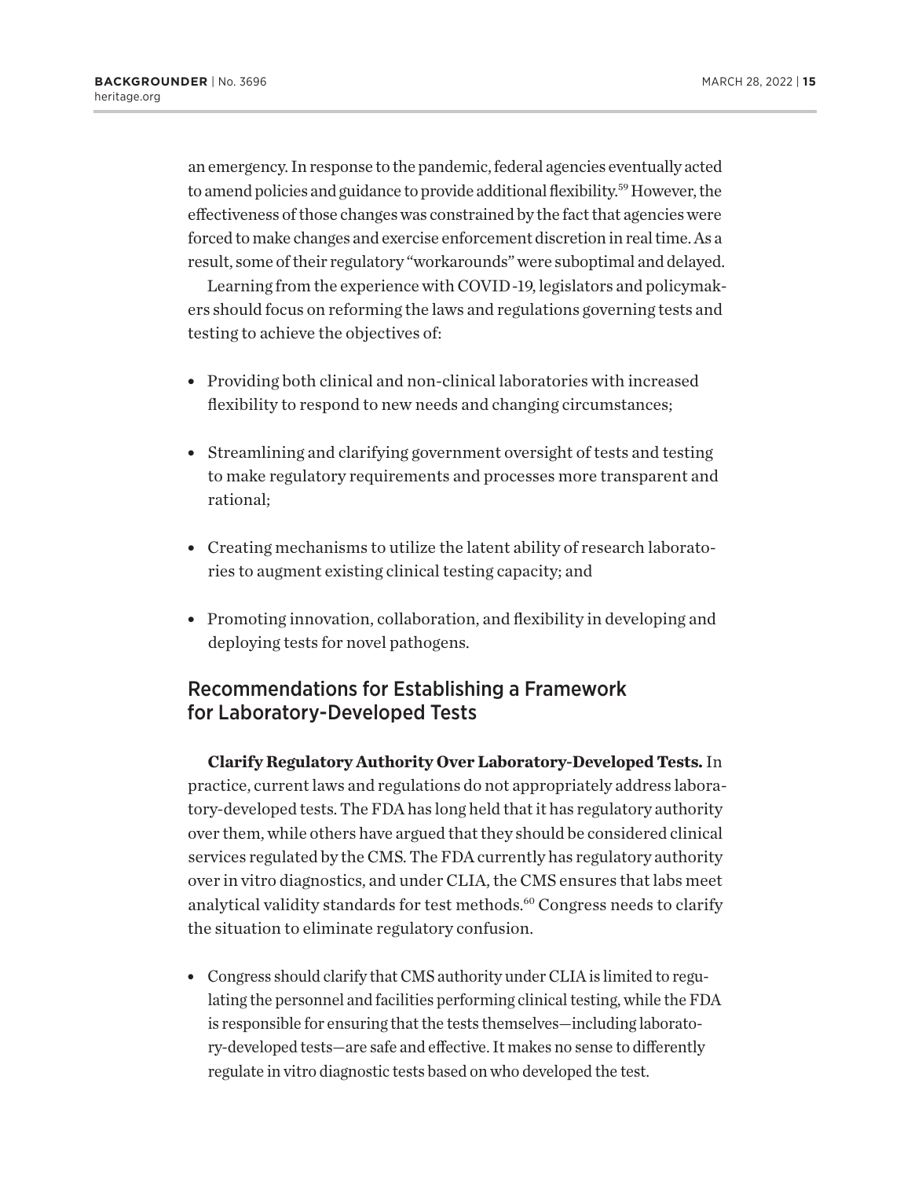an emergency. In response to the pandemic, federal agencies eventually acted to amend policies and guidance to provide additional flexibility.[59] However, the effectiveness of those changes was constrained by the fact that agencies were forced to make changes and exercise enforcement discretion in real time. As a result, some of their regulatory "workarounds" were suboptimal and delayed.

Learning from the experience with COVID-19, legislators and policymakers should focus on reforming the laws and regulations governing tests and testing to achieve the objectives of:

- Providing both clinical and non-clinical laboratories with increased flexibility to respond to new needs and changing circumstances;
- Streamlining and clarifying government oversight of tests and testing to make regulatory requirements and processes more transparent and rational;
- Creating mechanisms to utilize the latent ability of research laboratories to augment existing clinical testing capacity; and
- Promoting innovation, collaboration, and flexibility in developing and deploying tests for novel pathogens.

## Recommendations for Establishing a Framework for Laboratory-Developed Tests

**Clarify Regulatory Authority Over Laboratory-Developed Tests.** In practice, current laws and regulations do not appropriately address laboratory-developed tests. The FDA has long held that it has regulatory authority over them, while others have argued that they should be considered clinical services regulated by the CMS. The FDA currently has regulatory authority over in vitro diagnostics, and under CLIA, the CMS ensures that labs meet analytical validity standards for test methods.[60] Congress needs to clarify the situation to eliminate regulatory confusion.

- Congress should clarify that CMS authority under CLIA is limited to regulating the personnel and facilities performing clinical testing, while the FDA is responsible for ensuring that the tests themselves—including laboratory-developed tests—are safe and effective. It makes no sense to differently regulate in vitro diagnostic tests based on who developed the test.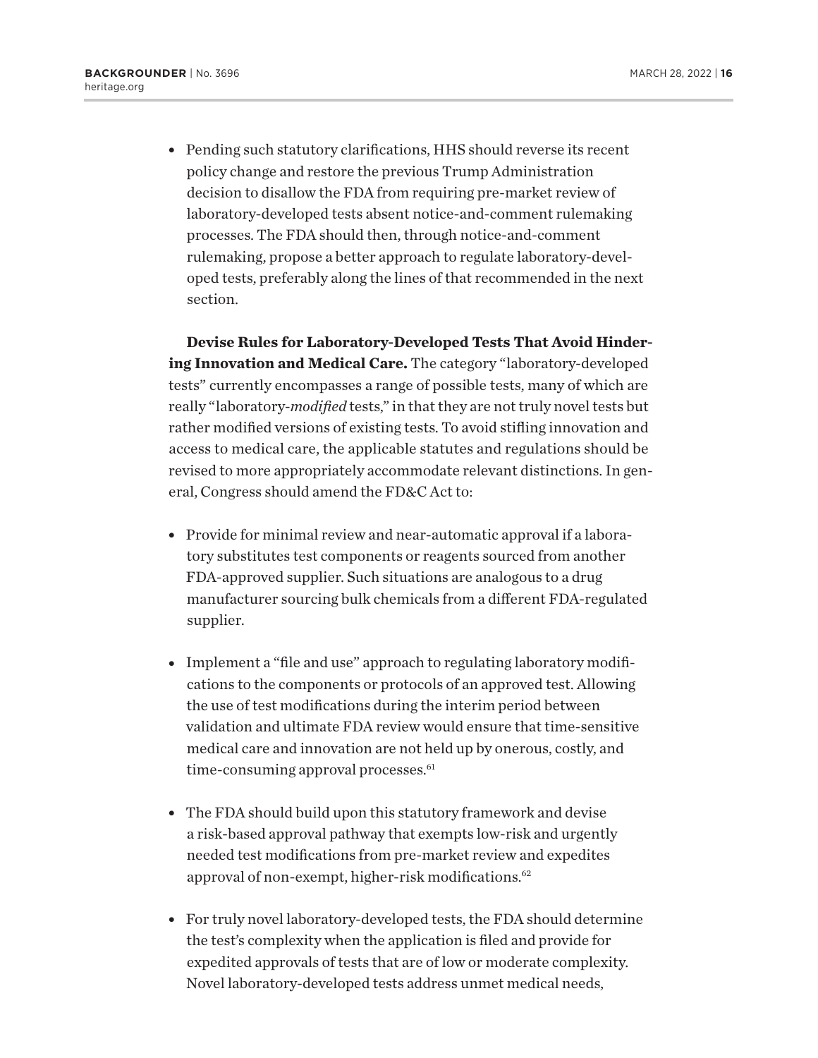- Pending such statutory clarifications, HHS should reverse its recent policy change and restore the previous Trump Administration decision to disallow the FDA from requiring pre-market review of laboratory-developed tests absent notice-and-comment rulemaking processes. The FDA should then, through notice-and-comment rulemaking, propose a better approach to regulate laboratory-developed tests, preferably along the lines of that recommended in the next section.

**Devise Rules for Laboratory-Developed Tests That Avoid Hindering Innovation and Medical Care.** The category "laboratory-developed tests" currently encompasses a range of possible tests, many of which are really "laboratory-*modified* tests," in that they are not truly novel tests but rather modified versions of existing tests. To avoid stifling innovation and access to medical care, the applicable statutes and regulations should be revised to more appropriately accommodate relevant distinctions. In general, Congress should amend the FD&C Act to:

- Provide for minimal review and near-automatic approval if a laboratory substitutes test components or reagents sourced from another FDA-approved supplier. Such situations are analogous to a drug manufacturer sourcing bulk chemicals from a different FDA-regulated supplier.

- Implement a "file and use" approach to regulating laboratory modifications to the components or protocols of an approved test. Allowing the use of test modifications during the interim period between validation and ultimate FDA review would ensure that time-sensitive medical care and innovation are not held up by onerous, costly, and time-consuming approval processes.[61]

- The FDA should build upon this statutory framework and devise a risk-based approval pathway that exempts low-risk and urgently needed test modifications from pre-market review and expedites approval of non-exempt, higher-risk modifications.[62]

- For truly novel laboratory-developed tests, the FDA should determine the test's complexity when the application is filed and provide for expedited approvals of tests that are of low or moderate complexity. Novel laboratory-developed tests address unmet medical needs,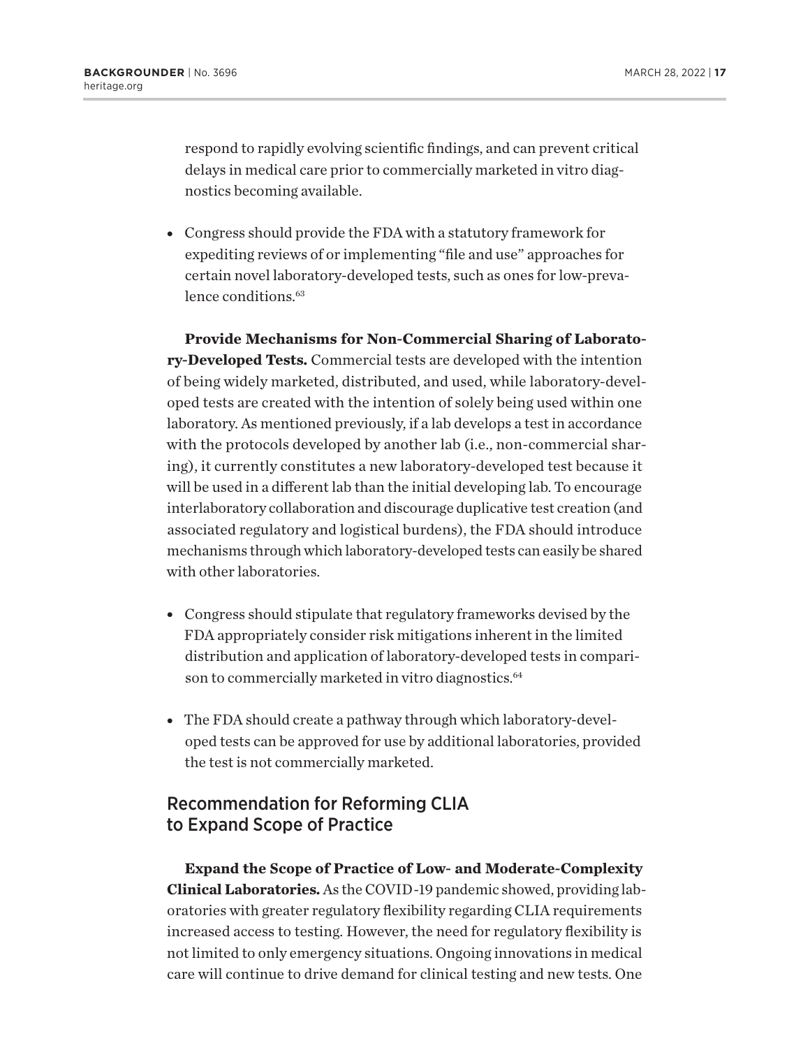respond to rapidly evolving scientific findings, and can prevent critical delays in medical care prior to commercially marketed in vitro diagnostics becoming available.

- Congress should provide the FDA with a statutory framework for expediting reviews of or implementing "file and use" approaches for certain novel laboratory-developed tests, such as ones for low-prevalence conditions.[63]

**Provide Mechanisms for Non-Commercial Sharing of Laboratory-Developed Tests.** Commercial tests are developed with the intention of being widely marketed, distributed, and used, while laboratory-developed tests are created with the intention of solely being used within one laboratory. As mentioned previously, if a lab develops a test in accordance with the protocols developed by another lab (i.e., non-commercial sharing), it currently constitutes a new laboratory-developed test because it will be used in a different lab than the initial developing lab. To encourage interlaboratory collaboration and discourage duplicative test creation (and associated regulatory and logistical burdens), the FDA should introduce mechanisms through which laboratory-developed tests can easily be shared with other laboratories.

- Congress should stipulate that regulatory frameworks devised by the FDA appropriately consider risk mitigations inherent in the limited distribution and application of laboratory-developed tests in comparison to commercially marketed in vitro diagnostics.[64]
- The FDA should create a pathway through which laboratory-developed tests can be approved for use by additional laboratories, provided the test is not commercially marketed.

## Recommendation for Reforming CLIA to Expand Scope of Practice

**Expand the Scope of Practice of Low- and Moderate-Complexity Clinical Laboratories.** As the COVID-19 pandemic showed, providing laboratories with greater regulatory flexibility regarding CLIA requirements increased access to testing. However, the need for regulatory flexibility is not limited to only emergency situations. Ongoing innovations in medical care will continue to drive demand for clinical testing and new tests. One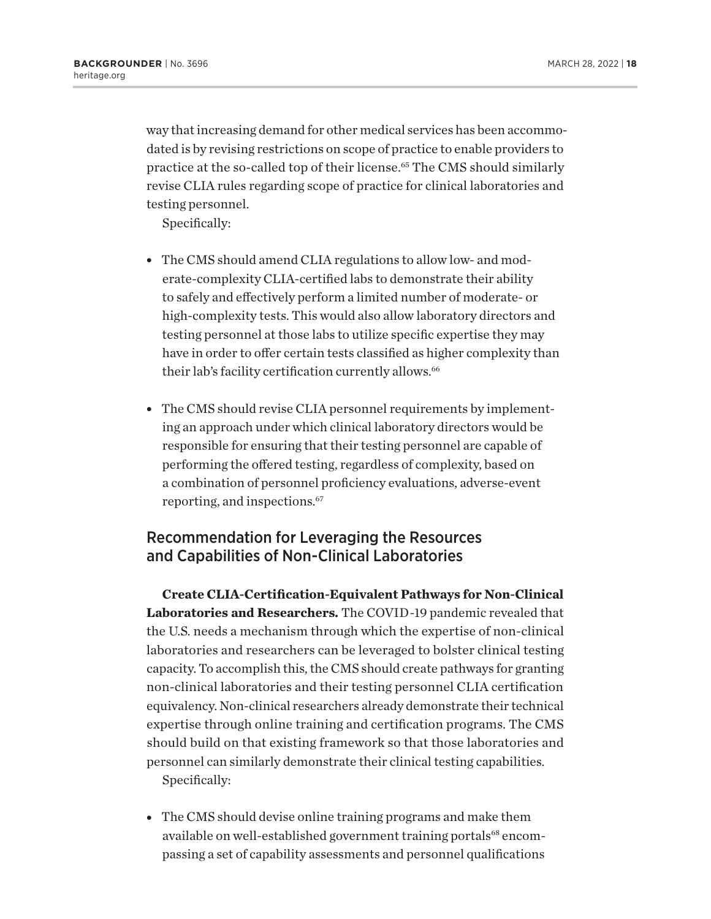way that increasing demand for other medical services has been accommodated is by revising restrictions on scope of practice to enable providers to practice at the so-called top of their license.[65] The CMS should similarly revise CLIA rules regarding scope of practice for clinical laboratories and testing personnel.

Specifically:

- The CMS should amend CLIA regulations to allow low- and moderate-complexity CLIA-certified labs to demonstrate their ability to safely and effectively perform a limited number of moderate- or high-complexity tests. This would also allow laboratory directors and testing personnel at those labs to utilize specific expertise they may have in order to offer certain tests classified as higher complexity than their lab's facility certification currently allows.[66]
- The CMS should revise CLIA personnel requirements by implementing an approach under which clinical laboratory directors would be responsible for ensuring that their testing personnel are capable of performing the offered testing, regardless of complexity, based on a combination of personnel proficiency evaluations, adverse-event reporting, and inspections.[67]

## Recommendation for Leveraging the Resources and Capabilities of Non-Clinical Laboratories

**Create CLIA-Certification-Equivalent Pathways for Non-Clinical Laboratories and Researchers.** The COVID-19 pandemic revealed that the U.S. needs a mechanism through which the expertise of non-clinical laboratories and researchers can be leveraged to bolster clinical testing capacity. To accomplish this, the CMS should create pathways for granting non-clinical laboratories and their testing personnel CLIA certification equivalency. Non-clinical researchers already demonstrate their technical expertise through online training and certification programs. The CMS should build on that existing framework so that those laboratories and personnel can similarly demonstrate their clinical testing capabilities.

Specifically:

- The CMS should devise online training programs and make them available on well-established government training portals[68] encompassing a set of capability assessments and personnel qualifications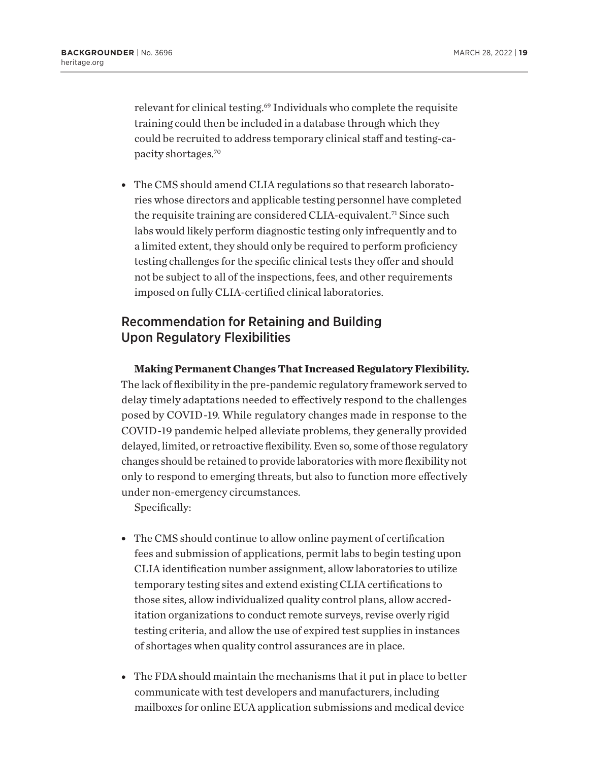relevant for clinical testing.[69] Individuals who complete the requisite training could then be included in a database through which they could be recruited to address temporary clinical staff and testing-capacity shortages.[70]

- The CMS should amend CLIA regulations so that research laboratories whose directors and applicable testing personnel have completed the requisite training are considered CLIA-equivalent.[71] Since such labs would likely perform diagnostic testing only infrequently and to a limited extent, they should only be required to perform proficiency testing challenges for the specific clinical tests they offer and should not be subject to all of the inspections, fees, and other requirements imposed on fully CLIA-certified clinical laboratories.

## Recommendation for Retaining and Building Upon Regulatory Flexibilities

**Making Permanent Changes That Increased Regulatory Flexibility.** The lack of flexibility in the pre-pandemic regulatory framework served to delay timely adaptations needed to effectively respond to the challenges posed by COVID-19. While regulatory changes made in response to the COVID-19 pandemic helped alleviate problems, they generally provided delayed, limited, or retroactive flexibility. Even so, some of those regulatory changes should be retained to provide laboratories with more flexibility not only to respond to emerging threats, but also to function more effectively under non-emergency circumstances.

Specifically:

- The CMS should continue to allow online payment of certification fees and submission of applications, permit labs to begin testing upon CLIA identification number assignment, allow laboratories to utilize temporary testing sites and extend existing CLIA certifications to those sites, allow individualized quality control plans, allow accreditation organizations to conduct remote surveys, revise overly rigid testing criteria, and allow the use of expired test supplies in instances of shortages when quality control assurances are in place.

- The FDA should maintain the mechanisms that it put in place to better communicate with test developers and manufacturers, including mailboxes for online EUA application submissions and medical device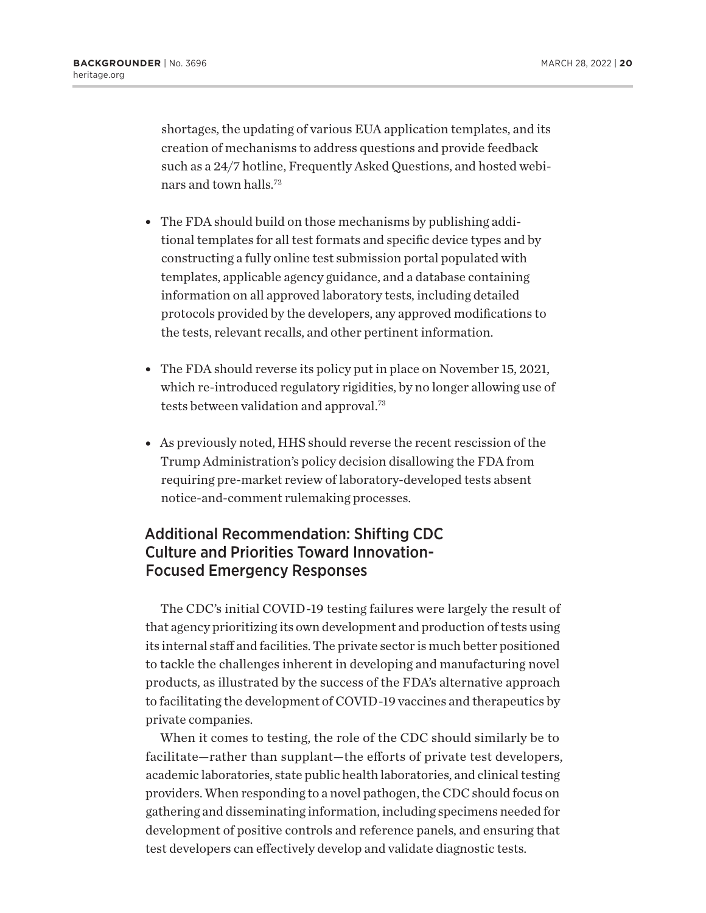shortages, the updating of various EUA application templates, and its creation of mechanisms to address questions and provide feedback such as a 24/7 hotline, Frequently Asked Questions, and hosted webinars and town halls.[72]

- The FDA should build on those mechanisms by publishing additional templates for all test formats and specific device types and by constructing a fully online test submission portal populated with templates, applicable agency guidance, and a database containing information on all approved laboratory tests, including detailed protocols provided by the developers, any approved modifications to the tests, relevant recalls, and other pertinent information.
- The FDA should reverse its policy put in place on November 15, 2021, which re-introduced regulatory rigidities, by no longer allowing use of tests between validation and approval.[73]
- As previously noted, HHS should reverse the recent rescission of the Trump Administration's policy decision disallowing the FDA from requiring pre-market review of laboratory-developed tests absent notice-and-comment rulemaking processes.

## Additional Recommendation: Shifting CDC Culture and Priorities Toward Innovation-Focused Emergency Responses

The CDC's initial COVID-19 testing failures were largely the result of that agency prioritizing its own development and production of tests using its internal staff and facilities. The private sector is much better positioned to tackle the challenges inherent in developing and manufacturing novel products, as illustrated by the success of the FDA's alternative approach to facilitating the development of COVID-19 vaccines and therapeutics by private companies.

When it comes to testing, the role of the CDC should similarly be to facilitate—rather than supplant—the efforts of private test developers, academic laboratories, state public health laboratories, and clinical testing providers. When responding to a novel pathogen, the CDC should focus on gathering and disseminating information, including specimens needed for development of positive controls and reference panels, and ensuring that test developers can effectively develop and validate diagnostic tests.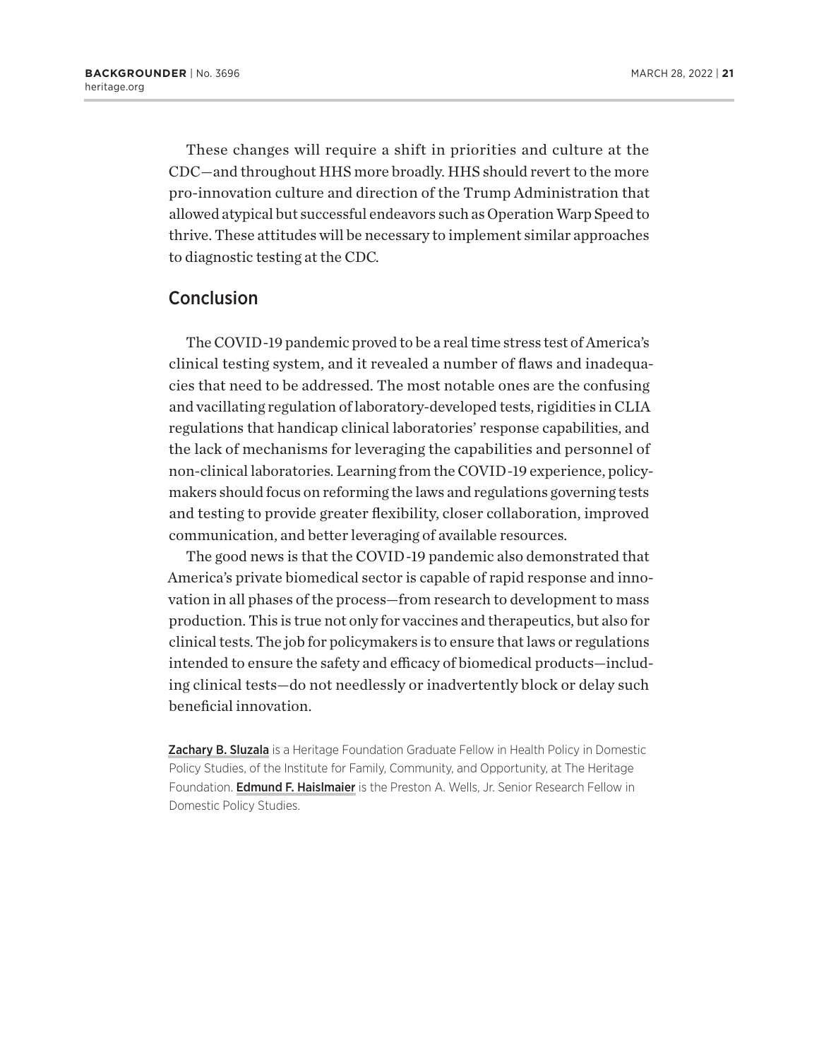These changes will require a shift in priorities and culture at the CDC—and throughout HHS more broadly. HHS should revert to the more pro-innovation culture and direction of the Trump Administration that allowed atypical but successful endeavors such as Operation Warp Speed to thrive. These attitudes will be necessary to implement similar approaches to diagnostic testing at the CDC.

## Conclusion

The COVID-19 pandemic proved to be a real time stress test of America's clinical testing system, and it revealed a number of flaws and inadequacies that need to be addressed. The most notable ones are the confusing and vacillating regulation of laboratory-developed tests, rigidities in CLIA regulations that handicap clinical laboratories' response capabilities, and the lack of mechanisms for leveraging the capabilities and personnel of non-clinical laboratories. Learning from the COVID-19 experience, policymakers should focus on reforming the laws and regulations governing tests and testing to provide greater flexibility, closer collaboration, improved communication, and better leveraging of available resources.

The good news is that the COVID-19 pandemic also demonstrated that America's private biomedical sector is capable of rapid response and innovation in all phases of the process—from research to development to mass production. This is true not only for vaccines and therapeutics, but also for clinical tests. The job for policymakers is to ensure that laws or regulations intended to ensure the safety and efficacy of biomedical products—including clinical tests—do not needlessly or inadvertently block or delay such beneficial innovation.

**Zachary B. Sluzala** is a Heritage Foundation Graduate Fellow in Health Policy in Domestic Policy Studies, of the Institute for Family, Community, and Opportunity, at The Heritage Foundation. **Edmund F. Haislmaier** is the Preston A. Wells, Jr. Senior Research Fellow in Domestic Policy Studies.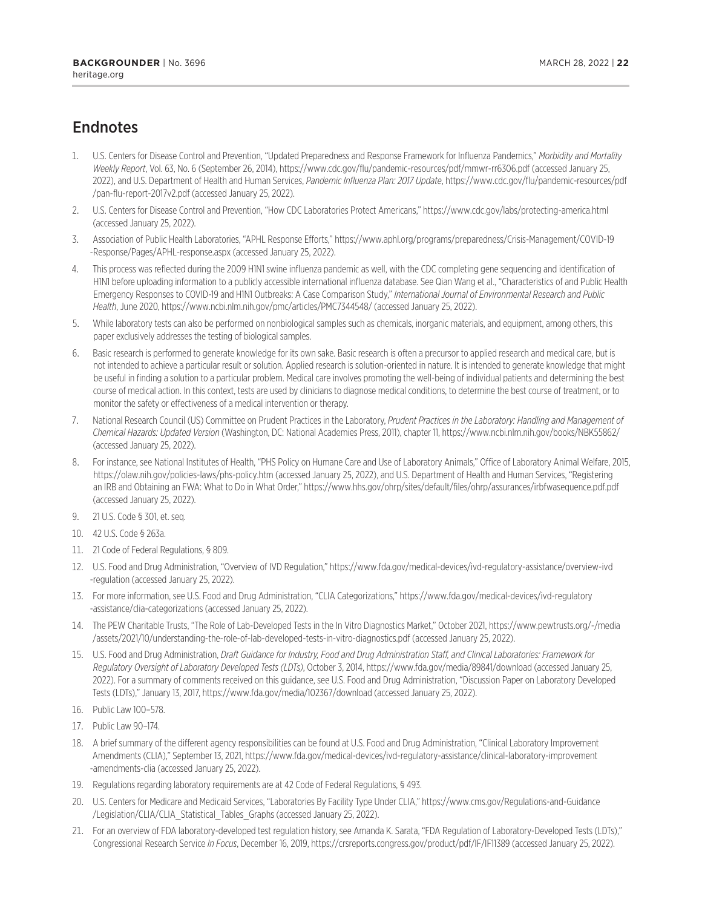## Endnotes

1. U.S. Centers for Disease Control and Prevention, "Updated Preparedness and Response Framework for Influenza Pandemics," *Morbidity and Mortality Weekly Report*, Vol. 63, No. 6 (September 26, 2014), https://www.cdc.gov/flu/pandemic-resources/pdf/mmwr-rr6306.pdf (accessed January 25, 2022), and U.S. Department of Health and Human Services, *Pandemic Influenza Plan: 2017 Update*, https://www.cdc.gov/flu/pandemic-resources/pdf/pan-flu-report-2017v2.pdf (accessed January 25, 2022).
2. U.S. Centers for Disease Control and Prevention, "How CDC Laboratories Protect Americans," https://www.cdc.gov/labs/protecting-america.html (accessed January 25, 2022).
3. Association of Public Health Laboratories, "APHL Response Efforts," https://www.aphl.org/programs/preparedness/Crisis-Management/COVID-19-Response/Pages/APHL-response.aspx (accessed January 25, 2022).
4. This process was reflected during the 2009 H1N1 swine influenza pandemic as well, with the CDC completing gene sequencing and identification of H1N1 before uploading information to a publicly accessible international influenza database. See Qian Wang et al., "Characteristics of and Public Health Emergency Responses to COVID-19 and H1N1 Outbreaks: A Case Comparison Study," *International Journal of Environmental Research and Public Health*, June 2020, https://www.ncbi.nlm.nih.gov/pmc/articles/PMC7344548/ (accessed January 25, 2022).
5. While laboratory tests can also be performed on nonbiological samples such as chemicals, inorganic materials, and equipment, among others, this paper exclusively addresses the testing of biological samples.
6. Basic research is performed to generate knowledge for its own sake. Basic research is often a precursor to applied research and medical care, but is not intended to achieve a particular result or solution. Applied research is solution-oriented in nature. It is intended to generate knowledge that might be useful in finding a solution to a particular problem. Medical care involves promoting the well-being of individual patients and determining the best course of medical action. In this context, tests are used by clinicians to diagnose medical conditions, to determine the best course of treatment, or to monitor the safety or effectiveness of a medical intervention or therapy.
7. National Research Council (US) Committee on Prudent Practices in the Laboratory, *Prudent Practices in the Laboratory: Handling and Management of Chemical Hazards: Updated Version* (Washington, DC: National Academies Press, 2011), chapter 11, https://www.ncbi.nlm.nih.gov/books/NBK55862/ (accessed January 25, 2022).
8. For instance, see National Institutes of Health, "PHS Policy on Humane Care and Use of Laboratory Animals," Office of Laboratory Animal Welfare, 2015, https://olaw.nih.gov/policies-laws/phs-policy.htm (accessed January 25, 2022), and U.S. Department of Health and Human Services, "Registering an IRB and Obtaining an FWA: What to Do in What Order," https://www.hhs.gov/ohrp/sites/default/files/ohrp/assurances/irbfwasequence.pdf.pdf (accessed January 25, 2022).
9. 21 U.S. Code § 301, et. seq.
10. 42 U.S. Code § 263a.
11. 21 Code of Federal Regulations, § 809.
12. U.S. Food and Drug Administration, "Overview of IVD Regulation," https://www.fda.gov/medical-devices/ivd-regulatory-assistance/overview-ivd-regulation (accessed January 25, 2022).
13. For more information, see U.S. Food and Drug Administration, "CLIA Categorizations," https://www.fda.gov/medical-devices/ivd-regulatory-assistance/clia-categorizations (accessed January 25, 2022).
14. The PEW Charitable Trusts, "The Role of Lab-Developed Tests in the In Vitro Diagnostics Market," October 2021, https://www.pewtrusts.org/-/media/assets/2021/10/understanding-the-role-of-lab-developed-tests-in-vitro-diagnostics.pdf (accessed January 25, 2022).
15. U.S. Food and Drug Administration, *Draft Guidance for Industry, Food and Drug Administration Staff, and Clinical Laboratories: Framework for Regulatory Oversight of Laboratory Developed Tests (LDTs)*, October 3, 2014, https://www.fda.gov/media/89841/download (accessed January 25, 2022). For a summary of comments received on this guidance, see U.S. Food and Drug Administration, "Discussion Paper on Laboratory Developed Tests (LDTs)," January 13, 2017, https://www.fda.gov/media/102367/download (accessed January 25, 2022).
16. Public Law 100–578.
17. Public Law 90–174.
18. A brief summary of the different agency responsibilities can be found at U.S. Food and Drug Administration, "Clinical Laboratory Improvement Amendments (CLIA)," September 13, 2021, https://www.fda.gov/medical-devices/ivd-regulatory-assistance/clinical-laboratory-improvement-amendments-clia (accessed January 25, 2022).
19. Regulations regarding laboratory requirements are at 42 Code of Federal Regulations, § 493.
20. U.S. Centers for Medicare and Medicaid Services, "Laboratories By Facility Type Under CLIA," https://www.cms.gov/Regulations-and-Guidance/Legislation/CLIA/CLIA_Statistical_Tables_Graphs (accessed January 25, 2022).
21. For an overview of FDA laboratory-developed test regulation history, see Amanda K. Sarata, "FDA Regulation of Laboratory-Developed Tests (LDTs)," Congressional Research Service *In Focus*, December 16, 2019, https://crsreports.congress.gov/product/pdf/IF/IF11389 (accessed January 25, 2022).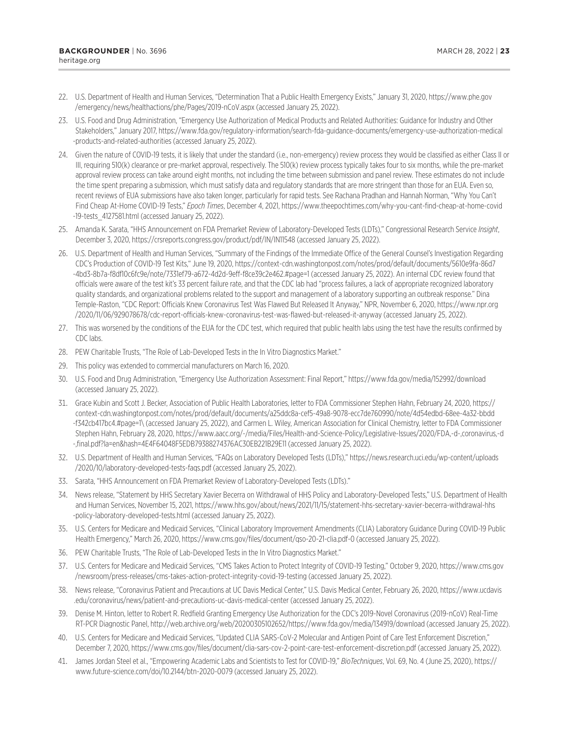22. U.S. Department of Health and Human Services, "Determination That a Public Health Emergency Exists," January 31, 2020, https://www.phe.gov/emergency/news/healthactions/phe/Pages/2019-nCoV.aspx (accessed January 25, 2022).

23. U.S. Food and Drug Administration, "Emergency Use Authorization of Medical Products and Related Authorities: Guidance for Industry and Other Stakeholders," January 2017, https://www.fda.gov/regulatory-information/search-fda-guidance-documents/emergency-use-authorization-medical-products-and-related-authorities (accessed January 25, 2022).

24. Given the nature of COVID-19 tests, it is likely that under the standard (i.e., non-emergency) review process they would be classified as either Class II or III, requiring 510(k) clearance or pre-market approval, respectively. The 510(k) review process typically takes four to six months, while the pre-market approval review process can take around eight months, not including the time between submission and panel review. These estimates do not include the time spent preparing a submission, which must satisfy data and regulatory standards that are more stringent than those for an EUA. Even so, recent reviews of EUA submissions have also taken longer, particularly for rapid tests. See Rachana Pradhan and Hannah Norman, "Why You Can't Find Cheap At-Home COVID-19 Tests," *Epoch Times*, December 4, 2021, https://www.theepochtimes.com/why-you-cant-find-cheap-at-home-covid-19-tests_4127581.html (accessed January 25, 2022).

25. Amanda K. Sarata, "HHS Announcement on FDA Premarket Review of Laboratory-Developed Tests (LDTs)," Congressional Research Service *Insight*, December 3, 2020, https://crsreports.congress.gov/product/pdf/IN/IN11548 (accessed January 25, 2022).

26. U.S. Department of Health and Human Services, "Summary of the Findings of the Immediate Office of the General Counsel's Investigation Regarding CDC's Production of COVID-19 Test Kits," June 19, 2020, https://context-cdn.washingtonpost.com/notes/prod/default/documents/5610e9fa-86d7-4bd3-8b7a-f8df10c6fc9e/note/7331ef79-a672-4d2d-9eff-f8ce39c2e462.#page=1 (accessed January 25, 2022). An internal CDC review found that officials were aware of the test kit's 33 percent failure rate, and that the CDC lab had "process failures, a lack of appropriate recognized laboratory quality standards, and organizational problems related to the support and management of a laboratory supporting an outbreak response." Dina Temple-Raston, "CDC Report: Officials Knew Coronavirus Test Was Flawed But Released It Anyway," NPR, November 6, 2020, https://www.npr.org/2020/11/06/929078678/cdc-report-officials-knew-coronavirus-test-was-flawed-but-released-it-anyway (accessed January 25, 2022).

27. This was worsened by the conditions of the EUA for the CDC test, which required that public health labs using the test have the results confirmed by CDC labs.

28. PEW Charitable Trusts, "The Role of Lab-Developed Tests in the In Vitro Diagnostics Market."

29. This policy was extended to commercial manufacturers on March 16, 2020.

30. U.S. Food and Drug Administration, "Emergency Use Authorization Assessment: Final Report," https://www.fda.gov/media/152992/download (accessed January 25, 2022).

31. Grace Kubin and Scott J. Becker, Association of Public Health Laboratories, letter to FDA Commissioner Stephen Hahn, February 24, 2020, https://context-cdn.washingtonpost.com/notes/prod/default/documents/a25ddc8a-cef5-49a8-9078-ecc7de760990/note/4d54edbd-68ee-4a32-bbdd-f342cb417bc4.#page=1\ (accessed January 25, 2022), and Carmen L. Wiley, American Association for Clinical Chemistry, letter to FDA Commissioner Stephen Hahn, February 28, 2020, https://www.aacc.org/-/media/Files/Health-and-Science-Policy/Legislative-Issues/2020/FDA,-d-,coronavirus,-d-,final.pdf?la=en&hash=4E4F64048F5EDB79388274376AC30EB221B29E11 (accessed January 25, 2022).

32. U.S. Department of Health and Human Services, "FAQs on Laboratory Developed Tests (LDTs)," https://news.research.uci.edu/wp-content/uploads/2020/10/laboratory-developed-tests-faqs.pdf (accessed January 25, 2022).

33. Sarata, "HHS Announcement on FDA Premarket Review of Laboratory-Developed Tests (LDTs)."

34. News release, "Statement by HHS Secretary Xavier Becerra on Withdrawal of HHS Policy and Laboratory-Developed Tests," U.S. Department of Health and Human Services, November 15, 2021, https://www.hhs.gov/about/news/2021/11/15/statement-hhs-secretary-xavier-becerra-withdrawal-hhs-policy-laboratory-developed-tests.html (accessed January 25, 2022).

35. U.S. Centers for Medicare and Medicaid Services, "Clinical Laboratory Improvement Amendments (CLIA) Laboratory Guidance During COVID-19 Public Health Emergency," March 26, 2020, https://www.cms.gov/files/document/qso-20-21-clia.pdf-0 (accessed January 25, 2022).

36. PEW Charitable Trusts, "The Role of Lab-Developed Tests in the In Vitro Diagnostics Market."

37. U.S. Centers for Medicare and Medicaid Services, "CMS Takes Action to Protect Integrity of COVID-19 Testing," October 9, 2020, https://www.cms.gov/newsroom/press-releases/cms-takes-action-protect-integrity-covid-19-testing (accessed January 25, 2022).

38. News release, "Coronavirus Patient and Precautions at UC Davis Medical Center," U.S. Davis Medical Center, February 26, 2020, https://www.ucdavis.edu/coronavirus/news/patient-and-precautions-uc-davis-medical-center (accessed January 25, 2022).

39. Denise M. Hinton, letter to Robert R. Redfield Granting Emergency Use Authorization for the CDC's 2019-Novel Coronavirus (2019-nCoV) Real-Time RT-PCR Diagnostic Panel, http://web.archive.org/web/20200305102652/https://www.fda.gov/media/134919/download (accessed January 25, 2022).

40. U.S. Centers for Medicare and Medicaid Services, "Updated CLIA SARS-CoV-2 Molecular and Antigen Point of Care Test Enforcement Discretion," December 7, 2020, https://www.cms.gov/files/document/clia-sars-cov-2-point-care-test-enforcement-discretion.pdf (accessed January 25, 2022).

41. James Jordan Steel et al., "Empowering Academic Labs and Scientists to Test for COVID-19," *BioTechniques*, Vol. 69, No. 4 (June 25, 2020), https://www.future-science.com/doi/10.2144/btn-2020-0079 (accessed January 25, 2022).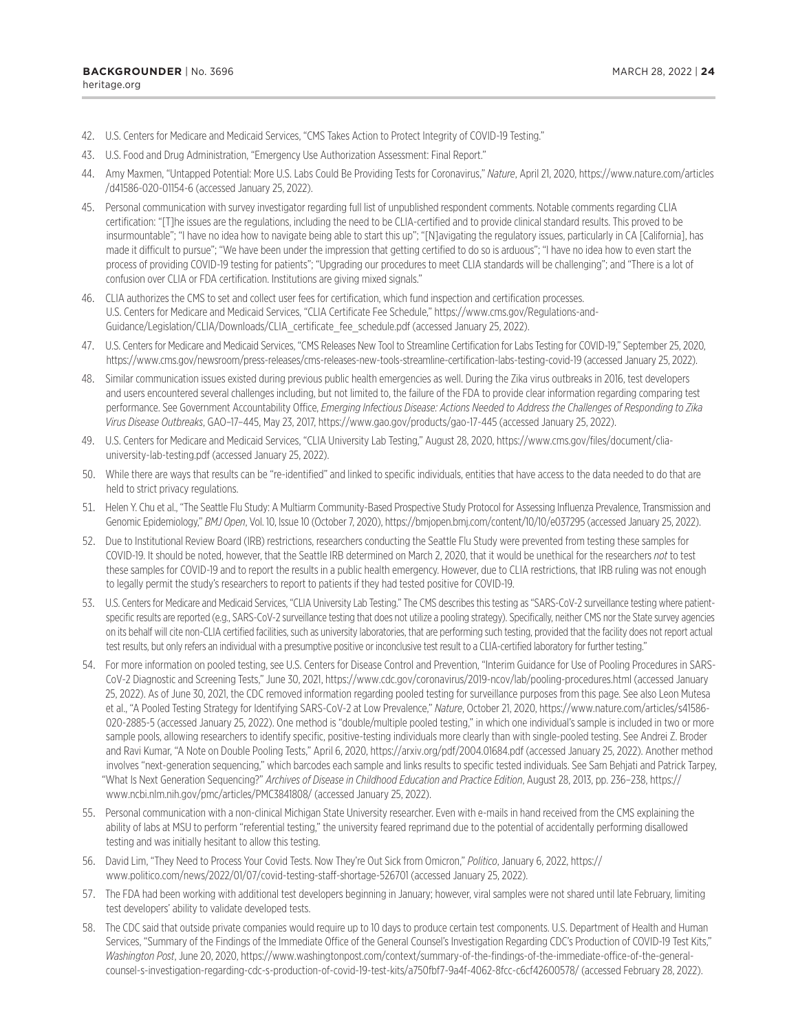42. U.S. Centers for Medicare and Medicaid Services, "CMS Takes Action to Protect Integrity of COVID-19 Testing."

43. U.S. Food and Drug Administration, "Emergency Use Authorization Assessment: Final Report."

44. Amy Maxmen, "Untapped Potential: More U.S. Labs Could Be Providing Tests for Coronavirus," *Nature*, April 21, 2020, https://www.nature.com/articles/d41586-020-01154-6 (accessed January 25, 2022).

45. Personal communication with survey investigator regarding full list of unpublished respondent comments. Notable comments regarding CLIA certification: "[T]he issues are the regulations, including the need to be CLIA-certified and to provide clinical standard results. This proved to be insurmountable"; "I have no idea how to navigate being able to start this up"; "[N]avigating the regulatory issues, particularly in CA [California], has made it difficult to pursue"; "We have been under the impression that getting certified to do so is arduous"; "I have no idea how to even start the process of providing COVID-19 testing for patients"; "Upgrading our procedures to meet CLIA standards will be challenging"; and "There is a lot of confusion over CLIA or FDA certification. Institutions are giving mixed signals."

46. CLIA authorizes the CMS to set and collect user fees for certification, which fund inspection and certification processes. U.S. Centers for Medicare and Medicaid Services, "CLIA Certificate Fee Schedule," https://www.cms.gov/Regulations-and-Guidance/Legislation/CLIA/Downloads/CLIA_certificate_fee_schedule.pdf (accessed January 25, 2022).

47. U.S. Centers for Medicare and Medicaid Services, "CMS Releases New Tool to Streamline Certification for Labs Testing for COVID-19," September 25, 2020, https://www.cms.gov/newsroom/press-releases/cms-releases-new-tools-streamline-certification-labs-testing-covid-19 (accessed January 25, 2022).

48. Similar communication issues existed during previous public health emergencies as well. During the Zika virus outbreaks in 2016, test developers and users encountered several challenges including, but not limited to, the failure of the FDA to provide clear information regarding comparing test performance. See Government Accountability Office, *Emerging Infectious Disease: Actions Needed to Address the Challenges of Responding to Zika Virus Disease Outbreaks*, GAO–17–445, May 23, 2017, https://www.gao.gov/products/gao-17-445 (accessed January 25, 2022).

49. U.S. Centers for Medicare and Medicaid Services, "CLIA University Lab Testing," August 28, 2020, https://www.cms.gov/files/document/clia-university-lab-testing.pdf (accessed January 25, 2022).

50. While there are ways that results can be "re-identified" and linked to specific individuals, entities that have access to the data needed to do that are held to strict privacy regulations.

51. Helen Y. Chu et al., "The Seattle Flu Study: A Multiarm Community-Based Prospective Study Protocol for Assessing Influenza Prevalence, Transmission and Genomic Epidemiology," *BMJ Open*, Vol. 10, Issue 10 (October 7, 2020), https://bmjopen.bmj.com/content/10/10/e037295 (accessed January 25, 2022).

52. Due to Institutional Review Board (IRB) restrictions, researchers conducting the Seattle Flu Study were prevented from testing these samples for COVID-19. It should be noted, however, that the Seattle IRB determined on March 2, 2020, that it would be unethical for the researchers *not* to test these samples for COVID-19 and to report the results in a public health emergency. However, due to CLIA restrictions, that IRB ruling was not enough to legally permit the study's researchers to report to patients if they had tested positive for COVID-19.

53. U.S. Centers for Medicare and Medicaid Services, "CLIA University Lab Testing." The CMS describes this testing as "SARS-CoV-2 surveillance testing where patient-specific results are reported (e.g., SARS-CoV-2 surveillance testing that does not utilize a pooling strategy). Specifically, neither CMS nor the State survey agencies on its behalf will cite non-CLIA certified facilities, such as university laboratories, that are performing such testing, provided that the facility does not report actual test results, but only refers an individual with a presumptive positive or inconclusive test result to a CLIA-certified laboratory for further testing."

54. For more information on pooled testing, see U.S. Centers for Disease Control and Prevention, "Interim Guidance for Use of Pooling Procedures in SARS-CoV-2 Diagnostic and Screening Tests," June 30, 2021, https://www.cdc.gov/coronavirus/2019-ncov/lab/pooling-procedures.html (accessed January 25, 2022). As of June 30, 2021, the CDC removed information regarding pooled testing for surveillance purposes from this page. See also Leon Mutesa et al., "A Pooled Testing Strategy for Identifying SARS-CoV-2 at Low Prevalence," *Nature*, October 21, 2020, https://www.nature.com/articles/s41586-020-2885-5 (accessed January 25, 2022). One method is "double/multiple pooled testing," in which one individual's sample is included in two or more sample pools, allowing researchers to identify specific, positive-testing individuals more clearly than with single-pooled testing. See Andrei Z. Broder and Ravi Kumar, "A Note on Double Pooling Tests," April 6, 2020, https://arxiv.org/pdf/2004.01684.pdf (accessed January 25, 2022). Another method involves "next-generation sequencing," which barcodes each sample and links results to specific tested individuals. See Sam Behjati and Patrick Tarpey, "What Is Next Generation Sequencing?" *Archives of Disease in Childhood Education and Practice Edition*, August 28, 2013, pp. 236–238, https://www.ncbi.nlm.nih.gov/pmc/articles/PMC3841808/ (accessed January 25, 2022).

55. Personal communication with a non-clinical Michigan State University researcher. Even with e-mails in hand received from the CMS explaining the ability of labs at MSU to perform "referential testing," the university feared reprimand due to the potential of accidentally performing disallowed testing and was initially hesitant to allow this testing.

56. David Lim, "They Need to Process Your Covid Tests. Now They're Out Sick from Omicron," *Politico*, January 6, 2022, https://www.politico.com/news/2022/01/07/covid-testing-staff-shortage-526701 (accessed January 25, 2022).

57. The FDA had been working with additional test developers beginning in January; however, viral samples were not shared until late February, limiting test developers' ability to validate developed tests.

58. The CDC said that outside private companies would require up to 10 days to produce certain test components. U.S. Department of Health and Human Services, "Summary of the Findings of the Immediate Office of the General Counsel's Investigation Regarding CDC's Production of COVID-19 Test Kits," *Washington Post*, June 20, 2020, https://www.washingtonpost.com/context/summary-of-the-findings-of-the-immediate-office-of-the-general-counsel-s-investigation-regarding-cdc-s-production-of-covid-19-test-kits/a750fbf7-9a4f-4062-8fcc-c6cf42600578/ (accessed February 28, 2022).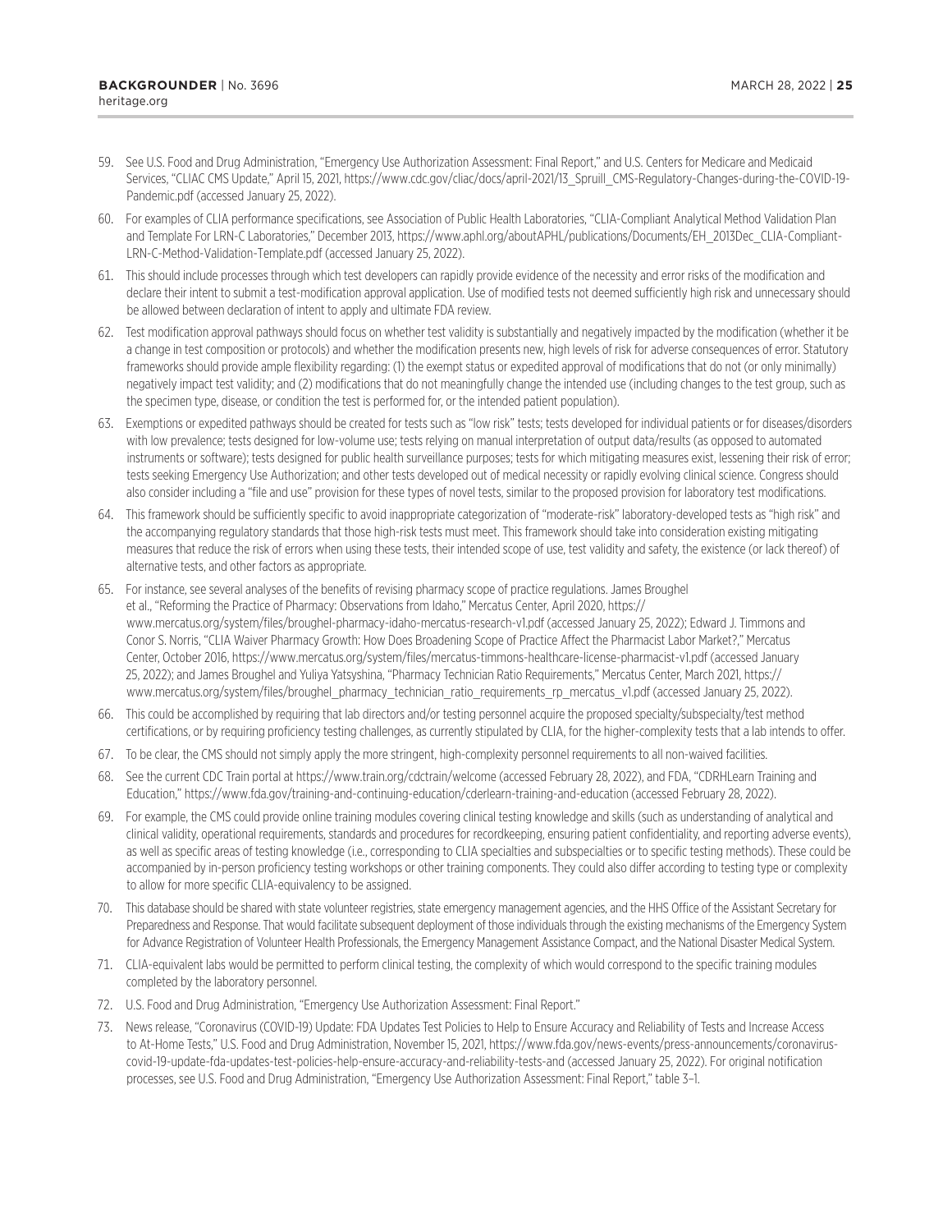59. See U.S. Food and Drug Administration, "Emergency Use Authorization Assessment: Final Report," and U.S. Centers for Medicare and Medicaid Services, "CLIAC CMS Update," April 15, 2021, https://www.cdc.gov/cliac/docs/april-2021/13_Spruill_CMS-Regulatory-Changes-during-the-COVID-19-Pandemic.pdf (accessed January 25, 2022).

60. For examples of CLIA performance specifications, see Association of Public Health Laboratories, "CLIA-Compliant Analytical Method Validation Plan and Template For LRN-C Laboratories," December 2013, https://www.aphl.org/aboutAPHL/publications/Documents/EH_2013Dec_CLIA-Compliant-LRN-C-Method-Validation-Template.pdf (accessed January 25, 2022).

61. This should include processes through which test developers can rapidly provide evidence of the necessity and error risks of the modification and declare their intent to submit a test-modification approval application. Use of modified tests not deemed sufficiently high risk and unnecessary should be allowed between declaration of intent to apply and ultimate FDA review.

62. Test modification approval pathways should focus on whether test validity is substantially and negatively impacted by the modification (whether it be a change in test composition or protocols) and whether the modification presents new, high levels of risk for adverse consequences of error. Statutory frameworks should provide ample flexibility regarding: (1) the exempt status or expedited approval of modifications that do not (or only minimally) negatively impact test validity; and (2) modifications that do not meaningfully change the intended use (including changes to the test group, such as the specimen type, disease, or condition the test is performed for, or the intended patient population).

63. Exemptions or expedited pathways should be created for tests such as "low risk" tests; tests developed for individual patients or for diseases/disorders with low prevalence; tests designed for low-volume use; tests relying on manual interpretation of output data/results (as opposed to automated instruments or software); tests designed for public health surveillance purposes; tests for which mitigating measures exist, lessening their risk of error; tests seeking Emergency Use Authorization; and other tests developed out of medical necessity or rapidly evolving clinical science. Congress should also consider including a "file and use" provision for these types of novel tests, similar to the proposed provision for laboratory test modifications.

64. This framework should be sufficiently specific to avoid inappropriate categorization of "moderate-risk" laboratory-developed tests as "high risk" and the accompanying regulatory standards that those high-risk tests must meet. This framework should take into consideration existing mitigating measures that reduce the risk of errors when using these tests, their intended scope of use, test validity and safety, the existence (or lack thereof) of alternative tests, and other factors as appropriate.

65. For instance, see several analyses of the benefits of revising pharmacy scope of practice regulations. James Broughel et al., "Reforming the Practice of Pharmacy: Observations from Idaho," Mercatus Center, April 2020, https://www.mercatus.org/system/files/broughel-pharmacy-idaho-mercatus-research-v1.pdf (accessed January 25, 2022); Edward J. Timmons and Conor S. Norris, "CLIA Waiver Pharmacy Growth: How Does Broadening Scope of Practice Affect the Pharmacist Labor Market?," Mercatus Center, October 2016, https://www.mercatus.org/system/files/mercatus-timmons-healthcare-license-pharmacist-v1.pdf (accessed January 25, 2022); and James Broughel and Yuliya Yatsyshina, "Pharmacy Technician Ratio Requirements," Mercatus Center, March 2021, https://www.mercatus.org/system/files/broughel_pharmacy_technician_ratio_requirements_rp_mercatus_v1.pdf (accessed January 25, 2022).

66. This could be accomplished by requiring that lab directors and/or testing personnel acquire the proposed specialty/subspecialty/test method certifications, or by requiring proficiency testing challenges, as currently stipulated by CLIA, for the higher-complexity tests that a lab intends to offer.

67. To be clear, the CMS should not simply apply the more stringent, high-complexity personnel requirements to all non-waived facilities.

68. See the current CDC Train portal at https://www.train.org/cdctrain/welcome (accessed February 28, 2022), and FDA, "CDRHLearn Training and Education," https://www.fda.gov/training-and-continuing-education/cderlearn-training-and-education (accessed February 28, 2022).

69. For example, the CMS could provide online training modules covering clinical testing knowledge and skills (such as understanding of analytical and clinical validity, operational requirements, standards and procedures for recordkeeping, ensuring patient confidentiality, and reporting adverse events), as well as specific areas of testing knowledge (i.e., corresponding to CLIA specialties and subspecialties or to specific testing methods). These could be accompanied by in-person proficiency testing workshops or other training components. They could also differ according to testing type or complexity to allow for more specific CLIA-equivalency to be assigned.

70. This database should be shared with state volunteer registries, state emergency management agencies, and the HHS Office of the Assistant Secretary for Preparedness and Response. That would facilitate subsequent deployment of those individuals through the existing mechanisms of the Emergency System for Advance Registration of Volunteer Health Professionals, the Emergency Management Assistance Compact, and the National Disaster Medical System.

71. CLIA-equivalent labs would be permitted to perform clinical testing, the complexity of which would correspond to the specific training modules completed by the laboratory personnel.

72. U.S. Food and Drug Administration, "Emergency Use Authorization Assessment: Final Report."

73. News release, "Coronavirus (COVID-19) Update: FDA Updates Test Policies to Help to Ensure Accuracy and Reliability of Tests and Increase Access to At-Home Tests," U.S. Food and Drug Administration, November 15, 2021, https://www.fda.gov/news-events/press-announcements/coronavirus-covid-19-update-fda-updates-test-policies-help-ensure-accuracy-and-reliability-tests-and (accessed January 25, 2022). For original notification processes, see U.S. Food and Drug Administration, "Emergency Use Authorization Assessment: Final Report," table 3–1.